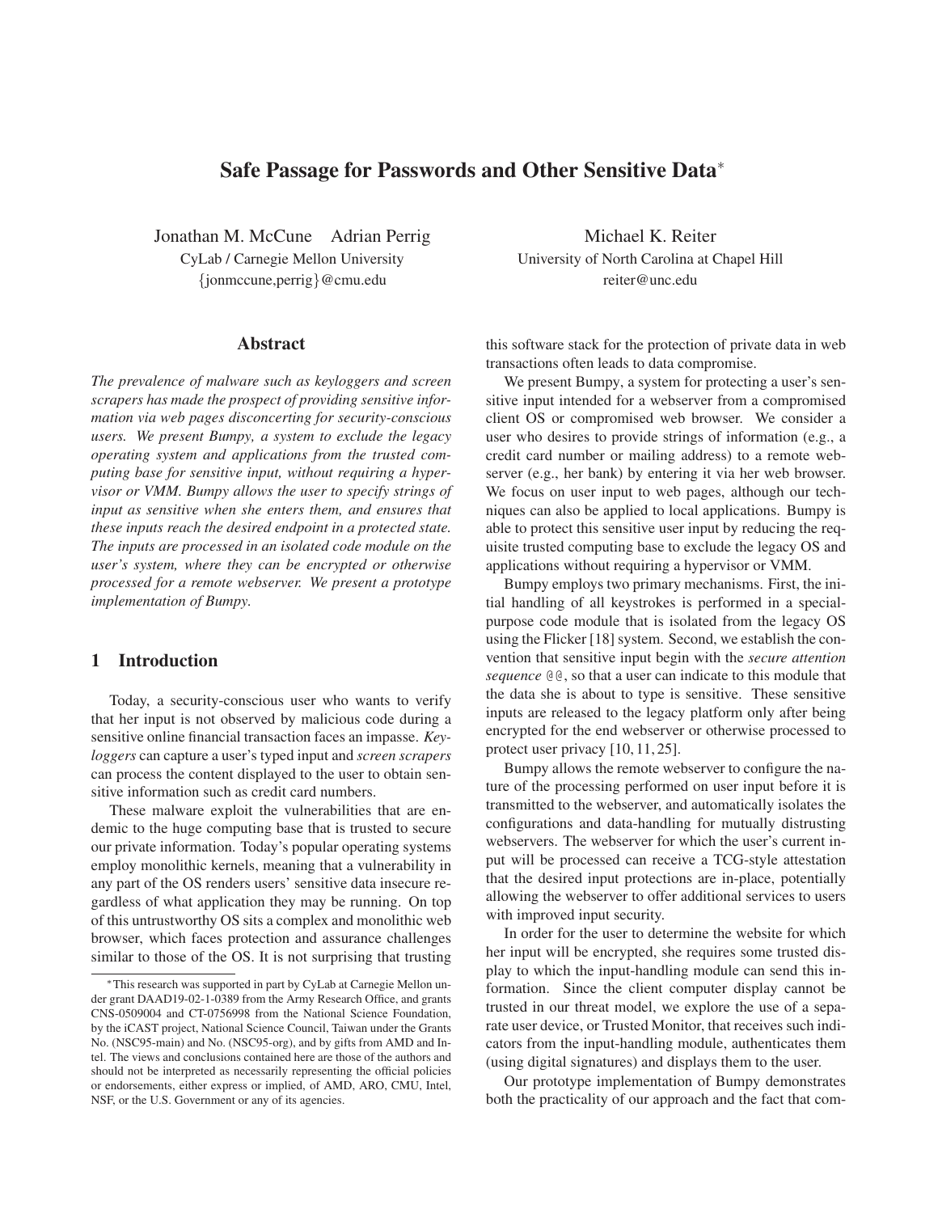# Safe Passage for Passwords and Other Sensitive Data*

Jonathan M. McCune Adrian Perrig
CyLab / Carnegie Mellon University
{jonmccune,perrig}@cmu.edu

Michael K. Reiter
University of North Carolina at Chapel Hill
reiter@unc.edu

## Abstract

*The prevalence of malware such as keyloggers and screen scrapers has made the prospect of providing sensitive information via web pages disconcerting for security-conscious users. We present Bumpy, a system to exclude the legacy operating system and applications from the trusted computing base for sensitive input, without requiring a hypervisor or VMM. Bumpy allows the user to specify strings of input as sensitive when she enters them, and ensures that these inputs reach the desired endpoint in a protected state. The inputs are processed in an isolated code module on the user's system, where they can be encrypted or otherwise processed for a remote webserver. We present a prototype implementation of Bumpy.*

## 1 Introduction

Today, a security-conscious user who wants to verify that her input is not observed by malicious code during a sensitive online financial transaction faces an impasse. *Keyloggers* can capture a user's typed input and *screen scrapers* can process the content displayed to the user to obtain sensitive information such as credit card numbers.

These malware exploit the vulnerabilities that are endemic to the huge computing base that is trusted to secure our private information. Today's popular operating systems employ monolithic kernels, meaning that a vulnerability in any part of the OS renders users' sensitive data insecure regardless of what application they may be running. On top of this untrustworthy OS sits a complex and monolithic web browser, which faces protection and assurance challenges similar to those of the OS. It is not surprising that trusting this software stack for the protection of private data in web transactions often leads to data compromise.

We present Bumpy, a system for protecting a user's sensitive input intended for a webserver from a compromised client OS or compromised web browser. We consider a user who desires to provide strings of information (e.g., a credit card number or mailing address) to a remote webserver (e.g., her bank) by entering it via her web browser. We focus on user input to web pages, although our techniques can also be applied to local applications. Bumpy is able to protect this sensitive user input by reducing the requisite trusted computing base to exclude the legacy OS and applications without requiring a hypervisor or VMM.

Bumpy employs two primary mechanisms. First, the initial handling of all keystrokes is performed in a special-purpose code module that is isolated from the legacy OS using the Flicker [18] system. Second, we establish the convention that sensitive input begin with the *secure attention sequence* `@@`, so that a user can indicate to this module that the data she is about to type is sensitive. These sensitive inputs are released to the legacy platform only after being encrypted for the end webserver or otherwise processed to protect user privacy [10, 11, 25].

Bumpy allows the remote webserver to configure the nature of the processing performed on user input before it is transmitted to the webserver, and automatically isolates the configurations and data-handling for mutually distrusting webservers. The webserver for which the user's current input will be processed can receive a TCG-style attestation that the desired input protections are in-place, potentially allowing the webserver to offer additional services to users with improved input security.

In order for the user to determine the website for which her input will be encrypted, she requires some trusted display to which the input-handling module can send this information. Since the client computer display cannot be trusted in our threat model, we explore the use of a separate user device, or Trusted Monitor, that receives such indicators from the input-handling module, authenticates them (using digital signatures) and displays them to the user.

Our prototype implementation of Bumpy demonstrates both the practicality of our approach and the fact that com-

*This research was supported in part by CyLab at Carnegie Mellon under grant DAAD19-02-1-0389 from the Army Research Office, and grants CNS-0509004 and CT-0756998 from the National Science Foundation, by the iCAST project, National Science Council, Taiwan under the Grants No. (NSC95-main) and No. (NSC95-org), and by gifts from AMD and Intel. The views and conclusions contained here are those of the authors and should not be interpreted as necessarily representing the official policies or endorsements, either express or implied, of AMD, ARO, CMU, Intel, NSF, or the U.S. Government or any of its agencies.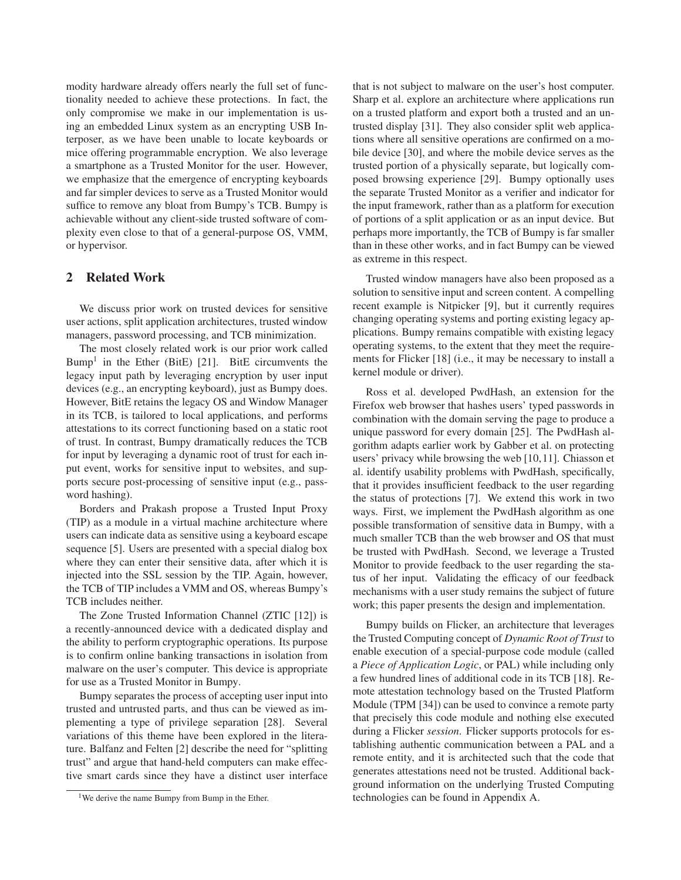modity hardware already offers nearly the full set of functionality needed to achieve these protections. In fact, the only compromise we make in our implementation is using an embedded Linux system as an encrypting USB Interposer, as we have been unable to locate keyboards or mice offering programmable encryption. We also leverage a smartphone as a Trusted Monitor for the user. However, we emphasize that the emergence of encrypting keyboards and far simpler devices to serve as a Trusted Monitor would suffice to remove any bloat from Bumpy's TCB. Bumpy is achievable without any client-side trusted software of complexity even close to that of a general-purpose OS, VMM, or hypervisor.

## 2 Related Work

We discuss prior work on trusted devices for sensitive user actions, split application architectures, trusted window managers, password processing, and TCB minimization.

The most closely related work is our prior work called Bump[1] in the Ether (BitE) [21]. BitE circumvents the legacy input path by leveraging encryption by user input devices (e.g., an encrypting keyboard), just as Bumpy does. However, BitE retains the legacy OS and Window Manager in its TCB, is tailored to local applications, and performs attestations to its correct functioning based on a static root of trust. In contrast, Bumpy dramatically reduces the TCB for input by leveraging a dynamic root of trust for each input event, works for sensitive input to websites, and supports secure post-processing of sensitive input (e.g., password hashing).

Borders and Prakash propose a Trusted Input Proxy (TIP) as a module in a virtual machine architecture where users can indicate data as sensitive using a keyboard escape sequence [5]. Users are presented with a special dialog box where they can enter their sensitive data, after which it is injected into the SSL session by the TIP. Again, however, the TCB of TIP includes a VMM and OS, whereas Bumpy's TCB includes neither.

The Zone Trusted Information Channel (ZTIC [12]) is a recently-announced device with a dedicated display and the ability to perform cryptographic operations. Its purpose is to confirm online banking transactions in isolation from malware on the user's computer. This device is appropriate for use as a Trusted Monitor in Bumpy.

Bumpy separates the process of accepting user input into trusted and untrusted parts, and thus can be viewed as implementing a type of privilege separation [28]. Several variations of this theme have been explored in the literature. Balfanz and Felten [2] describe the need for "splitting trust" and argue that hand-held computers can make effective smart cards since they have a distinct user interface that is not subject to malware on the user's host computer. Sharp et al. explore an architecture where applications run on a trusted platform and export both a trusted and an untrusted display [31]. They also consider split web applications where all sensitive operations are confirmed on a mobile device [30], and where the mobile device serves as the trusted portion of a physically separate, but logically composed browsing experience [29]. Bumpy optionally uses the separate Trusted Monitor as a verifier and indicator for the input framework, rather than as a platform for execution of portions of a split application or as an input device. But perhaps more importantly, the TCB of Bumpy is far smaller than in these other works, and in fact Bumpy can be viewed as extreme in this respect.

Trusted window managers have also been proposed as a solution to sensitive input and screen content. A compelling recent example is Nitpicker [9], but it currently requires changing operating systems and porting existing legacy applications. Bumpy remains compatible with existing legacy operating systems, to the extent that they meet the requirements for Flicker [18] (i.e., it may be necessary to install a kernel module or driver).

Ross et al. developed PwdHash, an extension for the Firefox web browser that hashes users' typed passwords in combination with the domain serving the page to produce a unique password for every domain [25]. The PwdHash algorithm adapts earlier work by Gabber et al. on protecting users' privacy while browsing the web [10,11]. Chiasson et al. identify usability problems with PwdHash, specifically, that it provides insufficient feedback to the user regarding the status of protections [7]. We extend this work in two ways. First, we implement the PwdHash algorithm as one possible transformation of sensitive data in Bumpy, with a much smaller TCB than the web browser and OS that must be trusted with PwdHash. Second, we leverage a Trusted Monitor to provide feedback to the user regarding the status of her input. Validating the efficacy of our feedback mechanisms with a user study remains the subject of future work; this paper presents the design and implementation.

Bumpy builds on Flicker, an architecture that leverages the Trusted Computing concept of *Dynamic Root of Trust* to enable execution of a special-purpose code module (called a *Piece of Application Logic*, or PAL) while including only a few hundred lines of additional code in its TCB [18]. Remote attestation technology based on the Trusted Platform Module (TPM [34]) can be used to convince a remote party that precisely this code module and nothing else executed during a Flicker *session*. Flicker supports protocols for establishing authentic communication between a PAL and a remote entity, and it is architected such that the code that generates attestations need not be trusted. Additional background information on the underlying Trusted Computing technologies can be found in Appendix A.

[1] We derive the name Bumpy from Bump in the Ether.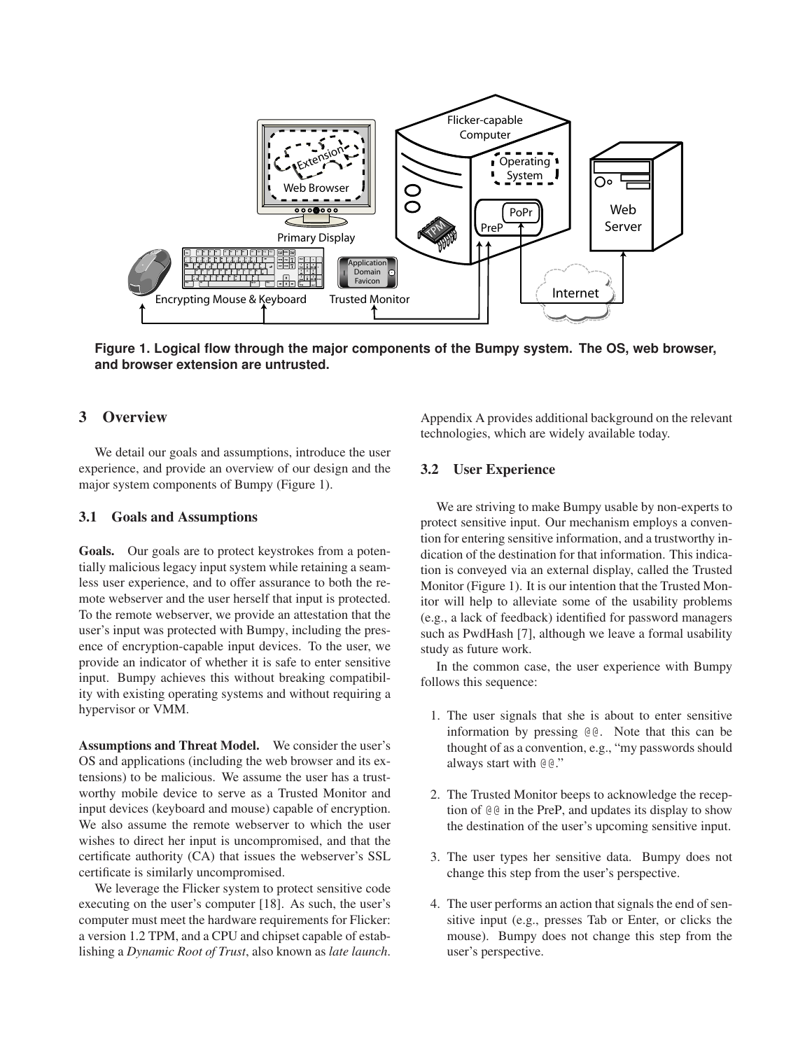**Figure 1. Logical flow through the major components of the Bumpy system. The OS, web browser, and browser extension are untrusted.**

## 3 Overview

We detail our goals and assumptions, introduce the user experience, and provide an overview of our design and the major system components of Bumpy (Figure 1).

### 3.1 Goals and Assumptions

**Goals.** Our goals are to protect keystrokes from a potentially malicious legacy input system while retaining a seamless user experience, and to offer assurance to both the remote webserver and the user herself that input is protected. To the remote webserver, we provide an attestation that the user's input was protected with Bumpy, including the presence of encryption-capable input devices. To the user, we provide an indicator of whether it is safe to enter sensitive input. Bumpy achieves this without breaking compatibility with existing operating systems and without requiring a hypervisor or VMM.

**Assumptions and Threat Model.** We consider the user's OS and applications (including the web browser and its extensions) to be malicious. We assume the user has a trustworthy mobile device to serve as a Trusted Monitor and input devices (keyboard and mouse) capable of encryption. We also assume the remote webserver to which the user wishes to direct her input is uncompromised, and that the certificate authority (CA) that issues the webserver's SSL certificate is similarly uncompromised.

We leverage the Flicker system to protect sensitive code executing on the user's computer [18]. As such, the user's computer must meet the hardware requirements for Flicker: a version 1.2 TPM, and a CPU and chipset capable of establishing a *Dynamic Root of Trust*, also known as *late launch*. Appendix A provides additional background on the relevant technologies, which are widely available today.

### 3.2 User Experience

We are striving to make Bumpy usable by non-experts to protect sensitive input. Our mechanism employs a convention for entering sensitive information, and a trustworthy indication of the destination for that information. This indication is conveyed via an external display, called the Trusted Monitor (Figure 1). It is our intention that the Trusted Monitor will help to alleviate some of the usability problems (e.g., a lack of feedback) identified for password managers such as PwdHash [7], although we leave a formal usability study as future work.

In the common case, the user experience with Bumpy follows this sequence:

1. The user signals that she is about to enter sensitive information by pressing `@@`. Note that this can be thought of as a convention, e.g., "my passwords should always start with `@@`."

2. The Trusted Monitor beeps to acknowledge the reception of `@@` in the PreP, and updates its display to show the destination of the user's upcoming sensitive input.

3. The user types her sensitive data. Bumpy does not change this step from the user's perspective.

4. The user performs an action that signals the end of sensitive input (e.g., presses Tab or Enter, or clicks the mouse). Bumpy does not change this step from the user's perspective.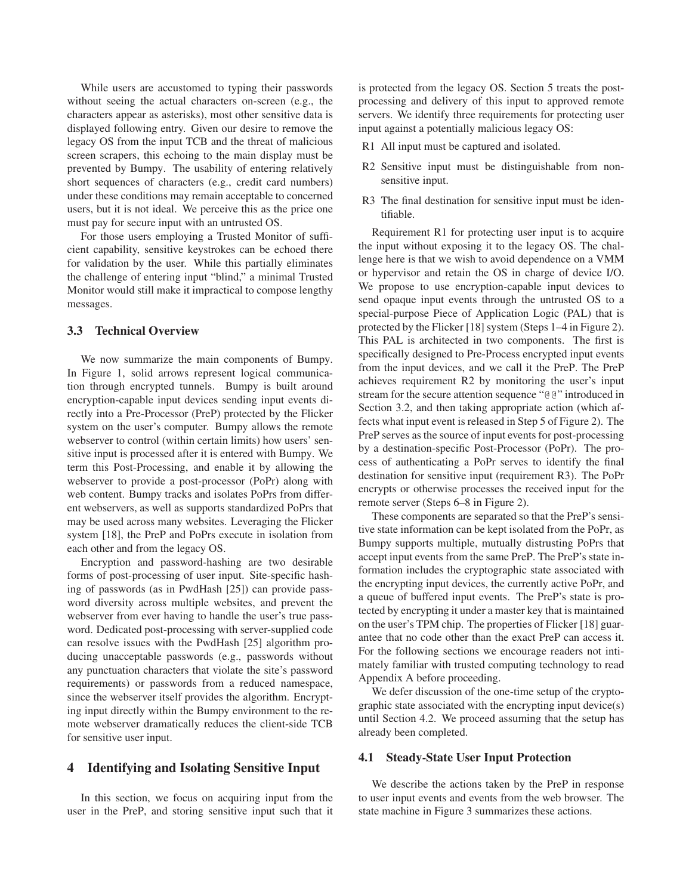While users are accustomed to typing their passwords without seeing the actual characters on-screen (e.g., the characters appear as asterisks), most other sensitive data is displayed following entry. Given our desire to remove the legacy OS from the input TCB and the threat of malicious screen scrapers, this echoing to the main display must be prevented by Bumpy. The usability of entering relatively short sequences of characters (e.g., credit card numbers) under these conditions may remain acceptable to concerned users, but it is not ideal. We perceive this as the price one must pay for secure input with an untrusted OS.

For those users employing a Trusted Monitor of sufficient capability, sensitive keystrokes can be echoed there for validation by the user. While this partially eliminates the challenge of entering input "blind," a minimal Trusted Monitor would still make it impractical to compose lengthy messages.

### 3.3 Technical Overview

We now summarize the main components of Bumpy. In Figure 1, solid arrows represent logical communication through encrypted tunnels. Bumpy is built around encryption-capable input devices sending input events directly into a Pre-Processor (PreP) protected by the Flicker system on the user's computer. Bumpy allows the remote webserver to control (within certain limits) how users' sensitive input is processed after it is entered with Bumpy. We term this Post-Processing, and enable it by allowing the webserver to provide a post-processor (PoPr) along with web content. Bumpy tracks and isolates PoPrs from different webservers, as well as supports standardized PoPrs that may be used across many websites. Leveraging the Flicker system [18], the PreP and PoPrs execute in isolation from each other and from the legacy OS.

Encryption and password-hashing are two desirable forms of post-processing of user input. Site-specific hashing of passwords (as in PwdHash [25]) can provide password diversity across multiple websites, and prevent the webserver from ever having to handle the user's true password. Dedicated post-processing with server-supplied code can resolve issues with the PwdHash [25] algorithm producing unacceptable passwords (e.g., passwords without any punctuation characters that violate the site's password requirements) or passwords from a reduced namespace, since the webserver itself provides the algorithm. Encrypting input directly within the Bumpy environment to the remote webserver dramatically reduces the client-side TCB for sensitive user input.

## 4 Identifying and Isolating Sensitive Input

In this section, we focus on acquiring input from the user in the PreP, and storing sensitive input such that it is protected from the legacy OS. Section 5 treats the post-processing and delivery of this input to approved remote servers. We identify three requirements for protecting user input against a potentially malicious legacy OS:

- R1 All input must be captured and isolated.
- R2 Sensitive input must be distinguishable from non-sensitive input.
- R3 The final destination for sensitive input must be identifiable.

Requirement R1 for protecting user input is to acquire the input without exposing it to the legacy OS. The challenge here is that we wish to avoid dependence on a VMM or hypervisor and retain the OS in charge of device I/O. We propose to use encryption-capable input devices to send opaque input events through the untrusted OS to a special-purpose Piece of Application Logic (PAL) that is protected by the Flicker [18] system (Steps 1–4 in Figure 2). This PAL is architected in two components. The first is specifically designed to Pre-Process encrypted input events from the input devices, and we call it the PreP. The PreP achieves requirement R2 by monitoring the user's input stream for the secure attention sequence "`@@`" introduced in Section 3.2, and then taking appropriate action (which affects what input event is released in Step 5 of Figure 2). The PreP serves as the source of input events for post-processing by a destination-specific Post-Processor (PoPr). The process of authenticating a PoPr serves to identify the final destination for sensitive input (requirement R3). The PoPr encrypts or otherwise processes the received input for the remote server (Steps 6–8 in Figure 2).

These components are separated so that the PreP's sensitive state information can be kept isolated from the PoPr, as Bumpy supports multiple, mutually distrusting PoPrs that accept input events from the same PreP. The PreP's state information includes the cryptographic state associated with the encrypting input devices, the currently active PoPr, and a queue of buffered input events. The PreP's state is protected by encrypting it under a master key that is maintained on the user's TPM chip. The properties of Flicker [18] guarantee that no code other than the exact PreP can access it. For the following sections we encourage readers not intimately familiar with trusted computing technology to read Appendix A before proceeding.

We defer discussion of the one-time setup of the cryptographic state associated with the encrypting input device(s) until Section 4.2. We proceed assuming that the setup has already been completed.

### 4.1 Steady-State User Input Protection

We describe the actions taken by the PreP in response to user input events and events from the web browser. The state machine in Figure 3 summarizes these actions.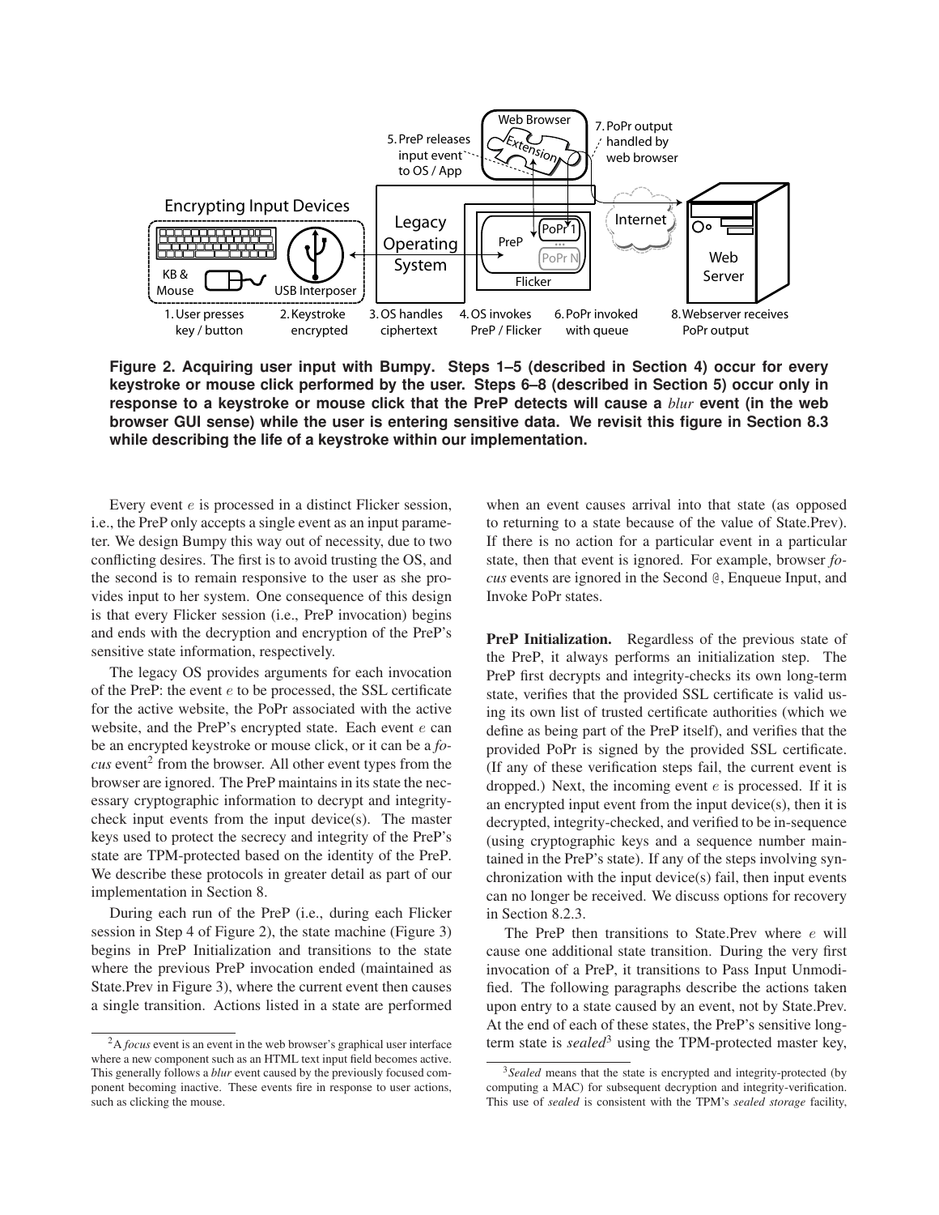**Figure 2. Acquiring user input with Bumpy. Steps 1–5 (described in Section 4) occur for every keystroke or mouse click performed by the user. Steps 6–8 (described in Section 5) occur only in response to a keystroke or mouse click that the PreP detects will cause a *blur* event (in the web browser GUI sense) while the user is entering sensitive data. We revisit this figure in Section 8.3 while describing the life of a keystroke within our implementation.**

Every event $e$ is processed in a distinct Flicker session, i.e., the PreP only accepts a single event as an input parameter. We design Bumpy this way out of necessity, due to two conflicting desires. The first is to avoid trusting the OS, and the second is to remain responsive to the user as she provides input to her system. One consequence of this design is that every Flicker session (i.e., PreP invocation) begins and ends with the decryption and encryption of the PreP's sensitive state information, respectively.

The legacy OS provides arguments for each invocation of the PreP: the event $e$ to be processed, the SSL certificate for the active website, the PoPr associated with the active website, and the PreP's encrypted state. Each event $e$ can be an encrypted keystroke or mouse click, or it can be a *focus* event[2] from the browser. All other event types from the browser are ignored. The PreP maintains in its state the necessary cryptographic information to decrypt and integrity-check input events from the input device(s). The master keys used to protect the secrecy and integrity of the PreP's state are TPM-protected based on the identity of the PreP. We describe these protocols in greater detail as part of our implementation in Section 8.

During each run of the PreP (i.e., during each Flicker session in Step 4 of Figure 2), the state machine (Figure 3) begins in PreP Initialization and transitions to the state where the previous PreP invocation ended (maintained as State.Prev in Figure 3), where the current event then causes a single transition. Actions listed in a state are performed when an event causes arrival into that state (as opposed to returning to a state because of the value of State.Prev). If there is no action for a particular event in a particular state, then that event is ignored. For example, browser *focus* events are ignored in the Second @, Enqueue Input, and Invoke PoPr states.

**PreP Initialization.** Regardless of the previous state of the PreP, it always performs an initialization step. The PreP first decrypts and integrity-checks its own long-term state, verifies that the provided SSL certificate is valid using its own list of trusted certificate authorities (which we define as being part of the PreP itself), and verifies that the provided PoPr is signed by the provided SSL certificate. (If any of these verification steps fail, the current event is dropped.) Next, the incoming event $e$ is processed. If it is an encrypted input event from the input device(s), then it is decrypted, integrity-checked, and verified to be in-sequence (using cryptographic keys and a sequence number maintained in the PreP's state). If any of the steps involving synchronization with the input device(s) fail, then input events can no longer be received. We discuss options for recovery in Section 8.2.3.

The PreP then transitions to State.Prev where $e$ will cause one additional state transition. During the very first invocation of a PreP, it transitions to Pass Input Unmodified. The following paragraphs describe the actions taken upon entry to a state caused by an event, not by State.Prev. At the end of each of these states, the PreP's sensitive long-term state is *sealed*[3] using the TPM-protected master key,

[2] A *focus* event is an event in the web browser's graphical user interface where a new component such as an HTML text input field becomes active. This generally follows a *blur* event caused by the previously focused component becoming inactive. These events fire in response to user actions, such as clicking the mouse.

[3] *Sealed* means that the state is encrypted and integrity-protected (by computing a MAC) for subsequent decryption and integrity-verification. This use of *sealed* is consistent with the TPM's *sealed storage* facility,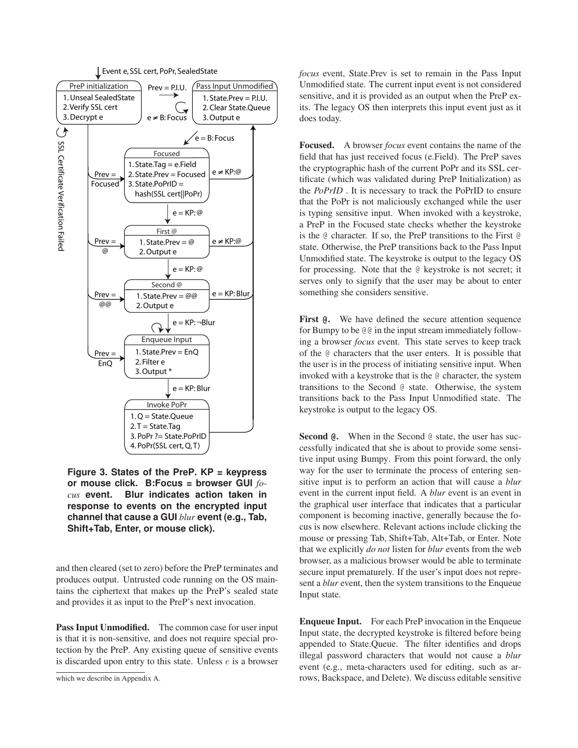**Figure 3. States of the PreP. KP = keypress or mouse click. B:Focus = browser GUI *focus* event. Blur indicates action taken in response to events on the encrypted input channel that cause a GUI *blur* event (e.g., Tab, Shift+Tab, Enter, or mouse click).**

and then cleared (set to zero) before the PreP terminates and produces output. Untrusted code running on the OS maintains the ciphertext that makes up the PreP's sealed state and provides it as input to the PreP's next invocation.

**Pass Input Unmodified.** The common case for user input is that it is non-sensitive, and does not require special protection by the PreP. Any existing queue of sensitive events is discarded upon entry to this state. Unless $e$ is a browser *focus* event, State.Prev is set to remain in the Pass Input Unmodified state. The current input event is not considered sensitive, and it is provided as an output when the PreP exits. The legacy OS then interprets this input event just as it does today.

**Focused.** A browser *focus* event contains the name of the field that has just received focus (e.Field). The PreP saves the cryptographic hash of the current PoPr and its SSL certificate (which was validated during PreP Initialization) as the *PoPrID* . It is necessary to track the PoPrID to ensure that the PoPr is not maliciously exchanged while the user is typing sensitive input. When invoked with a keystroke, a PreP in the Focused state checks whether the keystroke is the @ character. If so, the PreP transitions to the First @ state. Otherwise, the PreP transitions back to the Pass Input Unmodified state. The keystroke is output to the legacy OS for processing. Note that the @ keystroke is not secret; it serves only to signify that the user may be about to enter something she considers sensitive.

**First @.** We have defined the secure attention sequence for Bumpy to be @@ in the input stream immediately following a browser *focus* event. This state serves to keep track of the @ characters that the user enters. It is possible that the user is in the process of initiating sensitive input. When invoked with a keystroke that is the @ character, the system transitions to the Second @ state. Otherwise, the system transitions back to the Pass Input Unmodified state. The keystroke is output to the legacy OS.

**Second @.** When in the Second @ state, the user has successfully indicated that she is about to provide some sensitive input using Bumpy. From this point forward, the only way for the user to terminate the process of entering sensitive input is to perform an action that will cause a *blur* event in the current input field. A *blur* event is an event in the graphical user interface that indicates that a particular component is becoming inactive, generally because the focus is now elsewhere. Relevant actions include clicking the mouse or pressing Tab, Shift+Tab, Alt+Tab, or Enter. Note that we explicitly *do not* listen for *blur* events from the web browser, as a malicious browser would be able to terminate secure input prematurely. If the user's input does not represent a *blur* event, then the system transitions to the Enqueue Input state.

**Enqueue Input.** For each PreP invocation in the Enqueue Input state, the decrypted keystroke is filtered before being appended to State.Queue. The filter identifies and drops illegal password characters that would not cause a *blur* event (e.g., meta-characters used for editing, such as arrows, Backspace, and Delete). We discuss editable sensitive

which we describe in Appendix A.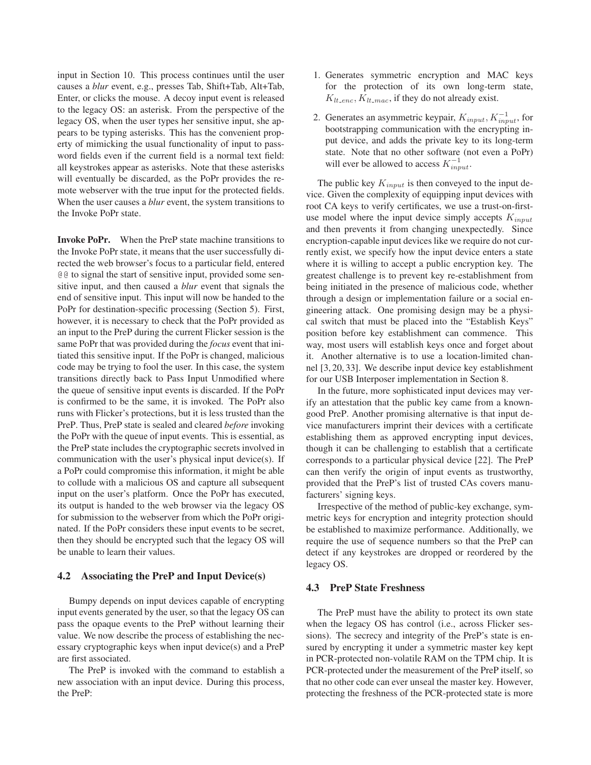input in Section 10. This process continues until the user causes a *blur* event, e.g., presses Tab, Shift+Tab, Alt+Tab, Enter, or clicks the mouse. A decoy input event is released to the legacy OS: an asterisk. From the perspective of the legacy OS, when the user types her sensitive input, she appears to be typing asterisks. This has the convenient property of mimicking the usual functionality of input to password fields even if the current field is a normal text field: all keystrokes appear as asterisks. Note that these asterisks will eventually be discarded, as the PoPr provides the remote webserver with the true input for the protected fields. When the user causes a *blur* event, the system transitions to the Invoke PoPr state.

**Invoke PoPr.** When the PreP state machine transitions to the Invoke PoPr state, it means that the user successfully directed the web browser's focus to a particular field, entered `@@` to signal the start of sensitive input, provided some sensitive input, and then caused a *blur* event that signals the end of sensitive input. This input will now be handed to the PoPr for destination-specific processing (Section 5). First, however, it is necessary to check that the PoPr provided as an input to the PreP during the current Flicker session is the same PoPr that was provided during the *focus* event that initiated this sensitive input. If the PoPr is changed, malicious code may be trying to fool the user. In this case, the system transitions directly back to Pass Input Unmodified where the queue of sensitive input events is discarded. If the PoPr is confirmed to be the same, it is invoked. The PoPr also runs with Flicker's protections, but it is less trusted than the PreP. Thus, PreP state is sealed and cleared *before* invoking the PoPr with the queue of input events. This is essential, as the PreP state includes the cryptographic secrets involved in communication with the user's physical input device(s). If a PoPr could compromise this information, it might be able to collude with a malicious OS and capture all subsequent input on the user's platform. Once the PoPr has executed, its output is handed to the web browser via the legacy OS for submission to the webserver from which the PoPr originated. If the PoPr considers these input events to be secret, then they should be encrypted such that the legacy OS will be unable to learn their values.

### 4.2 Associating the PreP and Input Device(s)

Bumpy depends on input devices capable of encrypting input events generated by the user, so that the legacy OS can pass the opaque events to the PreP without learning their value. We now describe the process of establishing the necessary cryptographic keys when input device(s) and a PreP are first associated.

The PreP is invoked with the command to establish a new association with an input device. During this process, the PreP:

1. Generates symmetric encryption and MAC keys for the protection of its own long-term state, $K_{lt\_enc}, K_{lt\_mac}$, if they do not already exist.
2. Generates an asymmetric keypair, $K_{input}, K_{input}^{-1}$, for bootstrapping communication with the encrypting input device, and adds the private key to its long-term state. Note that no other software (not even a PoPr) will ever be allowed to access $K_{input}^{-1}$.

The public key $K_{input}$ is then conveyed to the input device. Given the complexity of equipping input devices with root CA keys to verify certificates, we use a trust-on-first-use model where the input device simply accepts $K_{input}$ and then prevents it from changing unexpectedly. Since encryption-capable input devices like we require do not currently exist, we specify how the input device enters a state where it is willing to accept a public encryption key. The greatest challenge is to prevent key re-establishment from being initiated in the presence of malicious code, whether through a design or implementation failure or a social engineering attack. One promising design may be a physical switch that must be placed into the "Establish Keys" position before key establishment can commence. This way, most users will establish keys once and forget about it. Another alternative is to use a location-limited channel [3, 20, 33]. We describe input device key establishment for our USB Interposer implementation in Section 8.

In the future, more sophisticated input devices may verify an attestation that the public key came from a known-good PreP. Another promising alternative is that input device manufacturers imprint their devices with a certificate establishing them as approved encrypting input devices, though it can be challenging to establish that a certificate corresponds to a particular physical device [22]. The PreP can then verify the origin of input events as trustworthy, provided that the PreP's list of trusted CAs covers manufacturers' signing keys.

Irrespective of the method of public-key exchange, symmetric keys for encryption and integrity protection should be established to maximize performance. Additionally, we require the use of sequence numbers so that the PreP can detect if any keystrokes are dropped or reordered by the legacy OS.

### 4.3 PreP State Freshness

The PreP must have the ability to protect its own state when the legacy OS has control (i.e., across Flicker sessions). The secrecy and integrity of the PreP's state is ensured by encrypting it under a symmetric master key kept in PCR-protected non-volatile RAM on the TPM chip. It is PCR-protected under the measurement of the PreP itself, so that no other code can ever unseal the master key. However, protecting the freshness of the PCR-protected state is more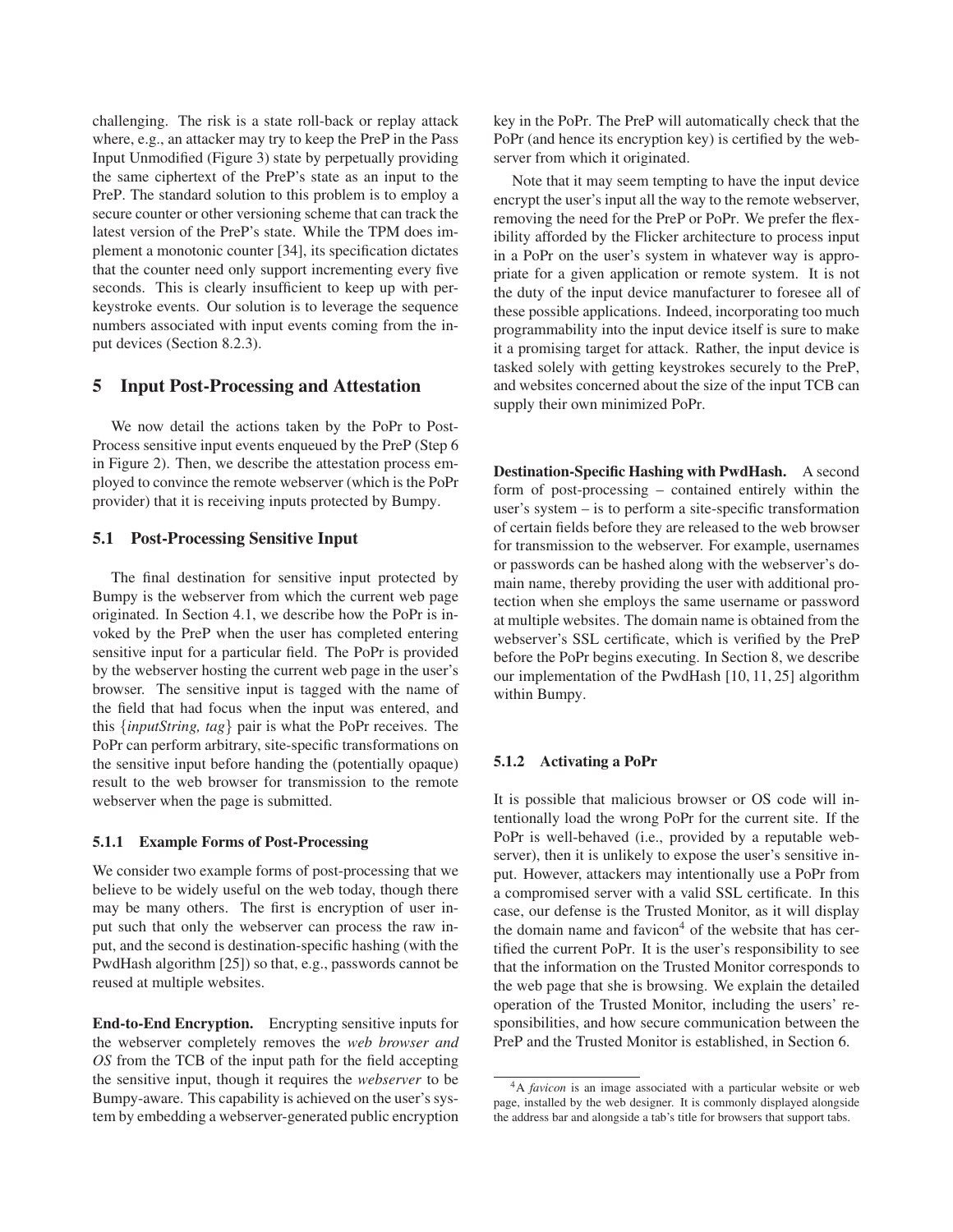challenging. The risk is a state roll-back or replay attack where, e.g., an attacker may try to keep the PreP in the Pass Input Unmodified (Figure 3) state by perpetually providing the same ciphertext of the PreP's state as an input to the PreP. The standard solution to this problem is to employ a secure counter or other versioning scheme that can track the latest version of the PreP's state. While the TPM does implement a monotonic counter [34], its specification dictates that the counter need only support incrementing every five seconds. This is clearly insufficient to keep up with per-keystroke events. Our solution is to leverage the sequence numbers associated with input events coming from the input devices (Section 8.2.3).

# 5 Input Post-Processing and Attestation

We now detail the actions taken by the PoPr to Post-Process sensitive input events enqueued by the PreP (Step 6 in Figure 2). Then, we describe the attestation process employed to convince the remote webserver (which is the PoPr provider) that it is receiving inputs protected by Bumpy.

## 5.1 Post-Processing Sensitive Input

The final destination for sensitive input protected by Bumpy is the webserver from which the current web page originated. In Section 4.1, we describe how the PoPr is invoked by the PreP when the user has completed entering sensitive input for a particular field. The PoPr is provided by the webserver hosting the current web page in the user's browser. The sensitive input is tagged with the name of the field that had focus when the input was entered, and this {*inputString, tag*} pair is what the PoPr receives. The PoPr can perform arbitrary, site-specific transformations on the sensitive input before handing the (potentially opaque) result to the web browser for transmission to the remote webserver when the page is submitted.

### 5.1.1 Example Forms of Post-Processing

We consider two example forms of post-processing that we believe to be widely useful on the web today, though there may be many others. The first is encryption of user input such that only the webserver can process the raw input, and the second is destination-specific hashing (with the PwdHash algorithm [25]) so that, e.g., passwords cannot be reused at multiple websites.

**End-to-End Encryption.** Encrypting sensitive inputs for the webserver completely removes the *web browser and OS* from the TCB of the input path for the field accepting the sensitive input, though it requires the *webserver* to be Bumpy-aware. This capability is achieved on the user's system by embedding a webserver-generated public encryption key in the PoPr. The PreP will automatically check that the PoPr (and hence its encryption key) is certified by the webserver from which it originated.

Note that it may seem tempting to have the input device encrypt the user's input all the way to the remote webserver, removing the need for the PreP or PoPr. We prefer the flexibility afforded by the Flicker architecture to process input in a PoPr on the user's system in whatever way is appropriate for a given application or remote system. It is not the duty of the input device manufacturer to foresee all of these possible applications. Indeed, incorporating too much programmability into the input device itself is sure to make it a promising target for attack. Rather, the input device is tasked solely with getting keystrokes securely to the PreP, and websites concerned about the size of the input TCB can supply their own minimized PoPr.

**Destination-Specific Hashing with PwdHash.** A second form of post-processing – contained entirely within the user's system – is to perform a site-specific transformation of certain fields before they are released to the web browser for transmission to the webserver. For example, usernames or passwords can be hashed along with the webserver's domain name, thereby providing the user with additional protection when she employs the same username or password at multiple websites. The domain name is obtained from the webserver's SSL certificate, which is verified by the PreP before the PoPr begins executing. In Section 8, we describe our implementation of the PwdHash [10, 11, 25] algorithm within Bumpy.

### 5.1.2 Activating a PoPr

It is possible that malicious browser or OS code will intentionally load the wrong PoPr for the current site. If the PoPr is well-behaved (i.e., provided by a reputable webserver), then it is unlikely to expose the user's sensitive input. However, attackers may intentionally use a PoPr from a compromised server with a valid SSL certificate. In this case, our defense is the Trusted Monitor, as it will display the domain name and favicon[4] of the website that has certified the current PoPr. It is the user's responsibility to see that the information on the Trusted Monitor corresponds to the web page that she is browsing. We explain the detailed operation of the Trusted Monitor, including the users' responsibilities, and how secure communication between the PreP and the Trusted Monitor is established, in Section 6.

[4] A *favicon* is an image associated with a particular website or web page, installed by the web designer. It is commonly displayed alongside the address bar and alongside a tab's title for browsers that support tabs.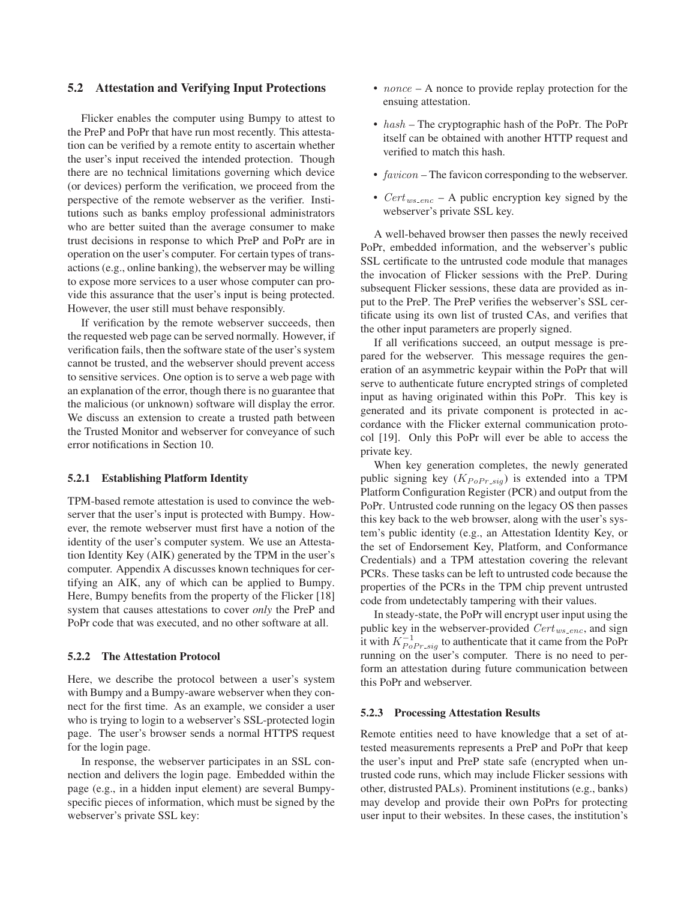## 5.2 Attestation and Verifying Input Protections

Flicker enables the computer using Bumpy to attest to the PreP and PoPr that have run most recently. This attestation can be verified by a remote entity to ascertain whether the user's input received the intended protection. Though there are no technical limitations governing which device (or devices) perform the verification, we proceed from the perspective of the remote webserver as the verifier. Institutions such as banks employ professional administrators who are better suited than the average consumer to make trust decisions in response to which PreP and PoPr are in operation on the user's computer. For certain types of transactions (e.g., online banking), the webserver may be willing to expose more services to a user whose computer can provide this assurance that the user's input is being protected. However, the user still must behave responsibly.

If verification by the remote webserver succeeds, then the requested web page can be served normally. However, if verification fails, then the software state of the user's system cannot be trusted, and the webserver should prevent access to sensitive services. One option is to serve a web page with an explanation of the error, though there is no guarantee that the malicious (or unknown) software will display the error. We discuss an extension to create a trusted path between the Trusted Monitor and webserver for conveyance of such error notifications in Section 10.

### 5.2.1 Establishing Platform Identity

TPM-based remote attestation is used to convince the webserver that the user's input is protected with Bumpy. However, the remote webserver must first have a notion of the identity of the user's computer system. We use an Attestation Identity Key (AIK) generated by the TPM in the user's computer. Appendix A discusses known techniques for certifying an AIK, any of which can be applied to Bumpy. Here, Bumpy benefits from the property of the Flicker [18] system that causes attestations to cover *only* the PreP and PoPr code that was executed, and no other software at all.

### 5.2.2 The Attestation Protocol

Here, we describe the protocol between a user's system with Bumpy and a Bumpy-aware webserver when they connect for the first time. As an example, we consider a user who is trying to login to a webserver's SSL-protected login page. The user's browser sends a normal HTTPS request for the login page.

In response, the webserver participates in an SSL connection and delivers the login page. Embedded within the page (e.g., in a hidden input element) are several Bumpy-specific pieces of information, which must be signed by the webserver's private SSL key:

- $nonce$ – A nonce to provide replay protection for the ensuing attestation.
- $hash$ – The cryptographic hash of the PoPr. The PoPr itself can be obtained with another HTTP request and verified to match this hash.
- $favicon$ – The favicon corresponding to the webserver.
- $Cert_{ws\_enc}$ – A public encryption key signed by the webserver's private SSL key.

A well-behaved browser then passes the newly received PoPr, embedded information, and the webserver's public SSL certificate to the untrusted code module that manages the invocation of Flicker sessions with the PreP. During subsequent Flicker sessions, these data are provided as input to the PreP. The PreP verifies the webserver's SSL certificate using its own list of trusted CAs, and verifies that the other input parameters are properly signed.

If all verifications succeed, an output message is prepared for the webserver. This message requires the generation of an asymmetric keypair within the PoPr that will serve to authenticate future encrypted strings of completed input as having originated within this PoPr. This key is generated and its private component is protected in accordance with the Flicker external communication protocol [19]. Only this PoPr will ever be able to access the private key.

When key generation completes, the newly generated public signing key ($K_{PoPr\_sig}$) is extended into a TPM Platform Configuration Register (PCR) and output from the PoPr. Untrusted code running on the legacy OS then passes this key back to the web browser, along with the user's system's public identity (e.g., an Attestation Identity Key, or the set of Endorsement Key, Platform, and Conformance Credentials) and a TPM attestation covering the relevant PCRs. These tasks can be left to untrusted code because the properties of the PCRs in the TPM chip prevent untrusted code from undetectably tampering with their values.

In steady-state, the PoPr will encrypt user input using the public key in the webserver-provided $Cert_{ws\_enc}$, and sign it with $K^{-1}_{PoPr\_sig}$ to authenticate that it came from the PoPr running on the user's computer. There is no need to perform an attestation during future communication between this PoPr and webserver.

### 5.2.3 Processing Attestation Results

Remote entities need to have knowledge that a set of attested measurements represents a PreP and PoPr that keep the user's input and PreP state safe (encrypted when untrusted code runs, which may include Flicker sessions with other, distrusted PALs). Prominent institutions (e.g., banks) may develop and provide their own PoPrs for protecting user input to their websites. In these cases, the institution's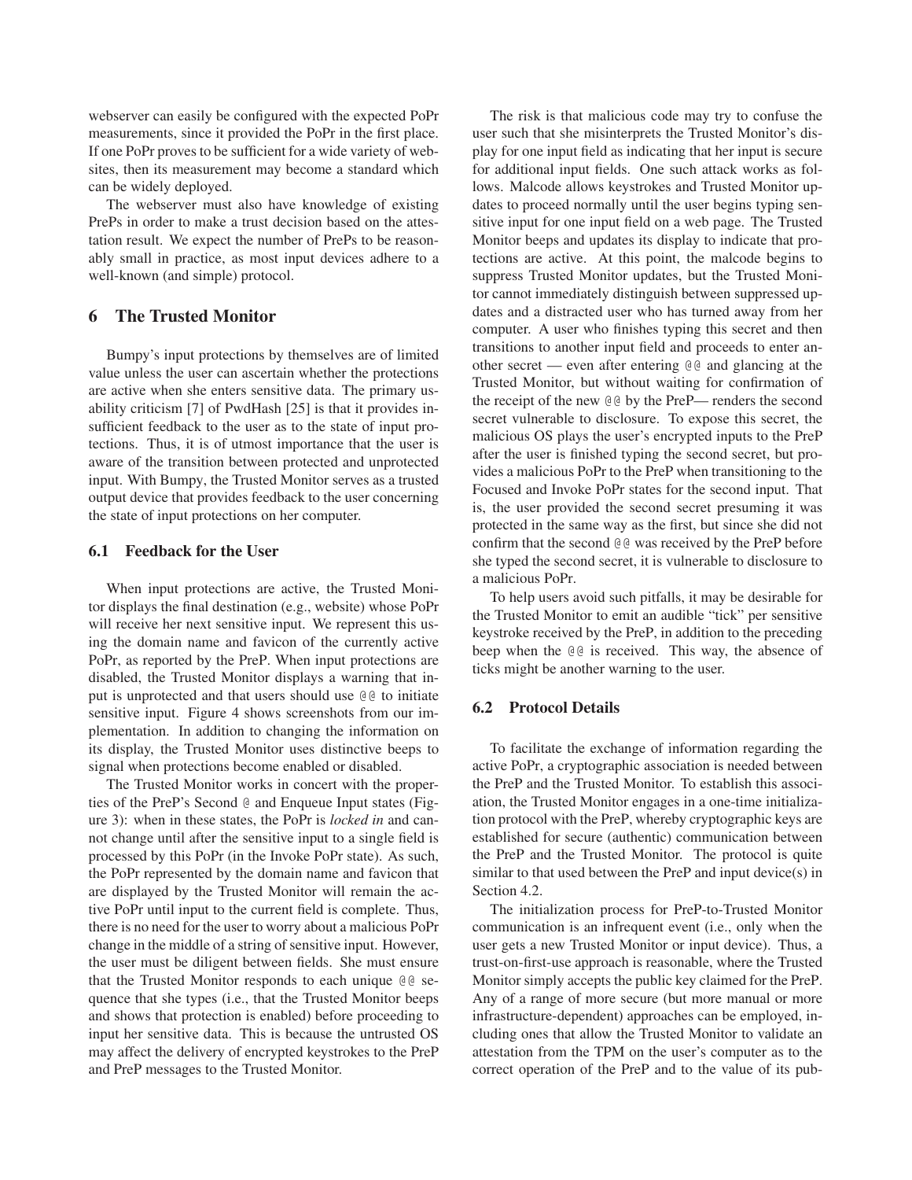webserver can easily be configured with the expected PoPr measurements, since it provided the PoPr in the first place. If one PoPr proves to be sufficient for a wide variety of websites, then its measurement may become a standard which can be widely deployed.

The webserver must also have knowledge of existing PrePs in order to make a trust decision based on the attestation result. We expect the number of PrePs to be reasonably small in practice, as most input devices adhere to a well-known (and simple) protocol.

## 6 The Trusted Monitor

Bumpy's input protections by themselves are of limited value unless the user can ascertain whether the protections are active when she enters sensitive data. The primary usability criticism [7] of PwdHash [25] is that it provides insufficient feedback to the user as to the state of input protections. Thus, it is of utmost importance that the user is aware of the transition between protected and unprotected input. With Bumpy, the Trusted Monitor serves as a trusted output device that provides feedback to the user concerning the state of input protections on her computer.

### 6.1 Feedback for the User

When input protections are active, the Trusted Monitor displays the final destination (e.g., website) whose PoPr will receive her next sensitive input. We represent this using the domain name and favicon of the currently active PoPr, as reported by the PreP. When input protections are disabled, the Trusted Monitor displays a warning that input is unprotected and that users should use `@@` to initiate sensitive input. Figure 4 shows screenshots from our implementation. In addition to changing the information on its display, the Trusted Monitor uses distinctive beeps to signal when protections become enabled or disabled.

The Trusted Monitor works in concert with the properties of the PreP's Second `@` and Enqueue Input states (Figure 3): when in these states, the PoPr is *locked in* and cannot change until after the sensitive input to a single field is processed by this PoPr (in the Invoke PoPr state). As such, the PoPr represented by the domain name and favicon that are displayed by the Trusted Monitor will remain the active PoPr until input to the current field is complete. Thus, there is no need for the user to worry about a malicious PoPr change in the middle of a string of sensitive input. However, the user must be diligent between fields. She must ensure that the Trusted Monitor responds to each unique `@@` sequence that she types (i.e., that the Trusted Monitor beeps and shows that protection is enabled) before proceeding to input her sensitive data. This is because the untrusted OS may affect the delivery of encrypted keystrokes to the PreP and PreP messages to the Trusted Monitor.

The risk is that malicious code may try to confuse the user such that she misinterprets the Trusted Monitor's display for one input field as indicating that her input is secure for additional input fields. One such attack works as follows. Malcode allows keystrokes and Trusted Monitor updates to proceed normally until the user begins typing sensitive input for one input field on a web page. The Trusted Monitor beeps and updates its display to indicate that protections are active. At this point, the malcode begins to suppress Trusted Monitor updates, but the Trusted Monitor cannot immediately distinguish between suppressed updates and a distracted user who has turned away from her computer. A user who finishes typing this secret and then transitions to another input field and proceeds to enter another secret — even after entering `@@` and glancing at the Trusted Monitor, but without waiting for confirmation of the receipt of the new `@@` by the PreP— renders the second secret vulnerable to disclosure. To expose this secret, the malicious OS plays the user's encrypted inputs to the PreP after the user is finished typing the second secret, but provides a malicious PoPr to the PreP when transitioning to the Focused and Invoke PoPr states for the second input. That is, the user provided the second secret presuming it was protected in the same way as the first, but since she did not confirm that the second `@@` was received by the PreP before she typed the second secret, it is vulnerable to disclosure to a malicious PoPr.

To help users avoid such pitfalls, it may be desirable for the Trusted Monitor to emit an audible "tick" per sensitive keystroke received by the PreP, in addition to the preceding beep when the `@@` is received. This way, the absence of ticks might be another warning to the user.

### 6.2 Protocol Details

To facilitate the exchange of information regarding the active PoPr, a cryptographic association is needed between the PreP and the Trusted Monitor. To establish this association, the Trusted Monitor engages in a one-time initialization protocol with the PreP, whereby cryptographic keys are established for secure (authentic) communication between the PreP and the Trusted Monitor. The protocol is quite similar to that used between the PreP and input device(s) in Section 4.2.

The initialization process for PreP-to-Trusted Monitor communication is an infrequent event (i.e., only when the user gets a new Trusted Monitor or input device). Thus, a trust-on-first-use approach is reasonable, where the Trusted Monitor simply accepts the public key claimed for the PreP. Any of a range of more secure (but more manual or more infrastructure-dependent) approaches can be employed, including ones that allow the Trusted Monitor to validate an attestation from the TPM on the user's computer as to the correct operation of the PreP and to the value of its pub-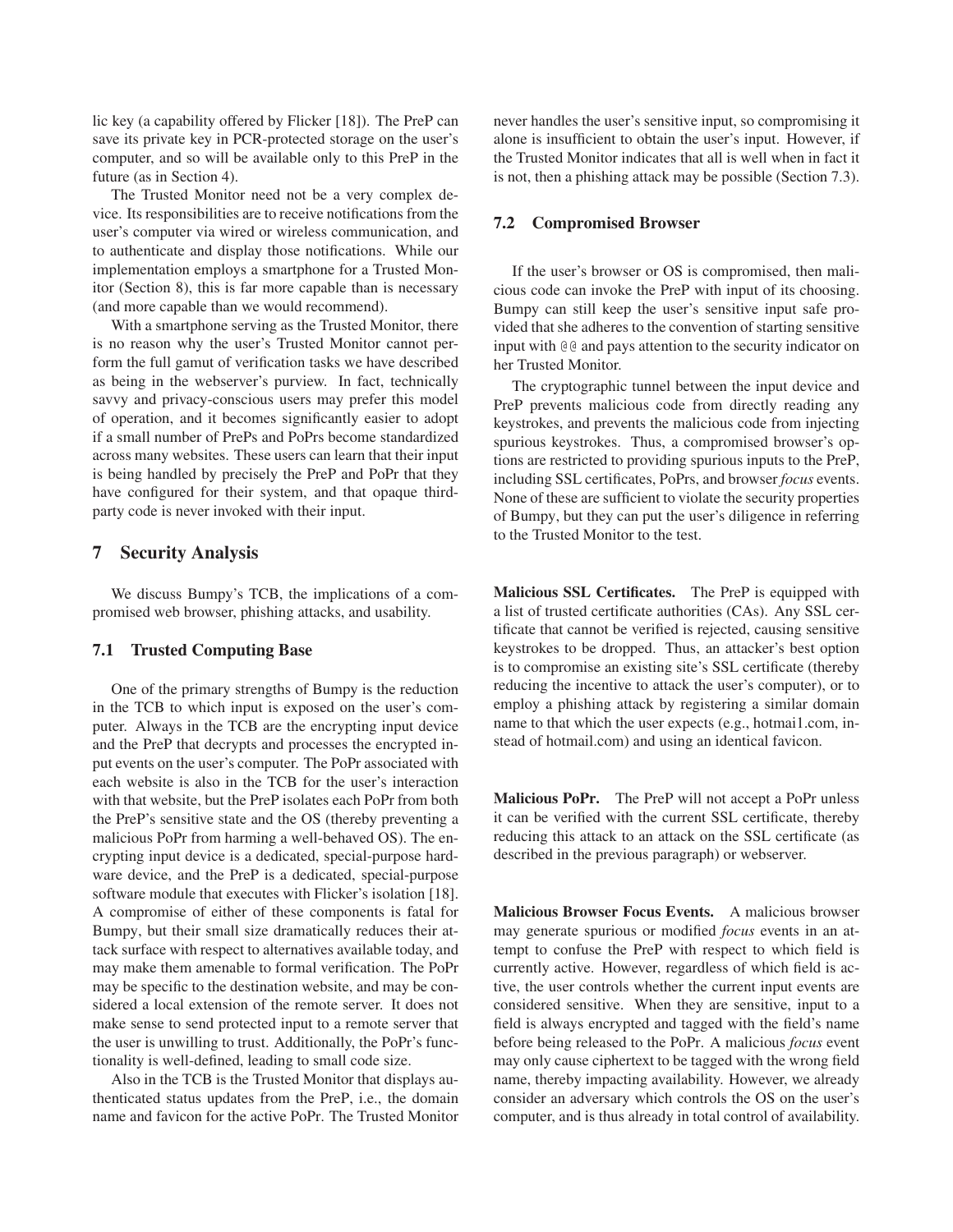lic key (a capability offered by Flicker [18]). The PreP can save its private key in PCR-protected storage on the user's computer, and so will be available only to this PreP in the future (as in Section 4).

The Trusted Monitor need not be a very complex device. Its responsibilities are to receive notifications from the user's computer via wired or wireless communication, and to authenticate and display those notifications. While our implementation employs a smartphone for a Trusted Monitor (Section 8), this is far more capable than is necessary (and more capable than we would recommend).

With a smartphone serving as the Trusted Monitor, there is no reason why the user's Trusted Monitor cannot perform the full gamut of verification tasks we have described as being in the webserver's purview. In fact, technically savvy and privacy-conscious users may prefer this model of operation, and it becomes significantly easier to adopt if a small number of PrePs and PoPrs become standardized across many websites. These users can learn that their input is being handled by precisely the PreP and PoPr that they have configured for their system, and that opaque third-party code is never invoked with their input.

## 7 Security Analysis

We discuss Bumpy's TCB, the implications of a compromised web browser, phishing attacks, and usability.

### 7.1 Trusted Computing Base

One of the primary strengths of Bumpy is the reduction in the TCB to which input is exposed on the user's computer. Always in the TCB are the encrypting input device and the PreP that decrypts and processes the encrypted input events on the user's computer. The PoPr associated with each website is also in the TCB for the user's interaction with that website, but the PreP isolates each PoPr from both the PreP's sensitive state and the OS (thereby preventing a malicious PoPr from harming a well-behaved OS). The encrypting input device is a dedicated, special-purpose hardware device, and the PreP is a dedicated, special-purpose software module that executes with Flicker's isolation [18]. A compromise of either of these components is fatal for Bumpy, but their small size dramatically reduces their attack surface with respect to alternatives available today, and may make them amenable to formal verification. The PoPr may be specific to the destination website, and may be considered a local extension of the remote server. It does not make sense to send protected input to a remote server that the user is unwilling to trust. Additionally, the PoPr's functionality is well-defined, leading to small code size.

Also in the TCB is the Trusted Monitor that displays authenticated status updates from the PreP, i.e., the domain name and favicon for the active PoPr. The Trusted Monitor never handles the user's sensitive input, so compromising it alone is insufficient to obtain the user's input. However, if the Trusted Monitor indicates that all is well when in fact it is not, then a phishing attack may be possible (Section 7.3).

### 7.2 Compromised Browser

If the user's browser or OS is compromised, then malicious code can invoke the PreP with input of its choosing. Bumpy can still keep the user's sensitive input safe provided that she adheres to the convention of starting sensitive input with `@@` and pays attention to the security indicator on her Trusted Monitor.

The cryptographic tunnel between the input device and PreP prevents malicious code from directly reading any keystrokes, and prevents the malicious code from injecting spurious keystrokes. Thus, a compromised browser's options are restricted to providing spurious inputs to the PreP, including SSL certificates, PoPrs, and browser *focus* events. None of these are sufficient to violate the security properties of Bumpy, but they can put the user's diligence in referring to the Trusted Monitor to the test.

**Malicious SSL Certificates.** The PreP is equipped with a list of trusted certificate authorities (CAs). Any SSL certificate that cannot be verified is rejected, causing sensitive keystrokes to be dropped. Thus, an attacker's best option is to compromise an existing site's SSL certificate (thereby reducing the incentive to attack the user's computer), or to employ a phishing attack by registering a similar domain name to that which the user expects (e.g., hotmai1.com, instead of hotmail.com) and using an identical favicon.

**Malicious PoPr.** The PreP will not accept a PoPr unless it can be verified with the current SSL certificate, thereby reducing this attack to an attack on the SSL certificate (as described in the previous paragraph) or webserver.

**Malicious Browser Focus Events.** A malicious browser may generate spurious or modified *focus* events in an attempt to confuse the PreP with respect to which field is currently active. However, regardless of which field is active, the user controls whether the current input events are considered sensitive. When they are sensitive, input to a field is always encrypted and tagged with the field's name before being released to the PoPr. A malicious *focus* event may only cause ciphertext to be tagged with the wrong field name, thereby impacting availability. However, we already consider an adversary which controls the OS on the user's computer, and is thus already in total control of availability.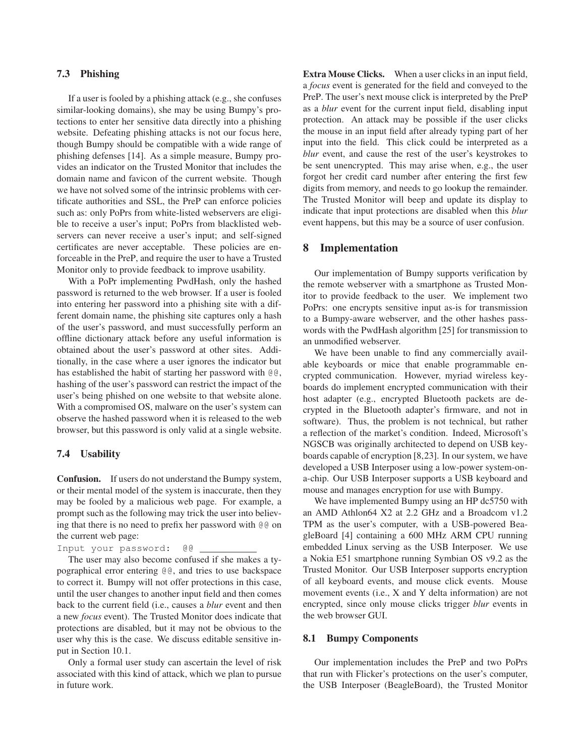### 7.3 Phishing

If a user is fooled by a phishing attack (e.g., she confuses similar-looking domains), she may be using Bumpy's protections to enter her sensitive data directly into a phishing website. Defeating phishing attacks is not our focus here, though Bumpy should be compatible with a wide range of phishing defenses [14]. As a simple measure, Bumpy provides an indicator on the Trusted Monitor that includes the domain name and favicon of the current website. Though we have not solved some of the intrinsic problems with certificate authorities and SSL, the PreP can enforce policies such as: only PoPrs from white-listed webservers are eligible to receive a user's input; PoPrs from blacklisted webservers can never receive a user's input; and self-signed certificates are never acceptable. These policies are enforceable in the PreP, and require the user to have a Trusted Monitor only to provide feedback to improve usability.

With a PoPr implementing PwdHash, only the hashed password is returned to the web browser. If a user is fooled into entering her password into a phishing site with a different domain name, the phishing site captures only a hash of the user's password, and must successfully perform an offline dictionary attack before any useful information is obtained about the user's password at other sites. Additionally, in the case where a user ignores the indicator but has established the habit of starting her password with `@@`, hashing of the user's password can restrict the impact of the user's being phished on one website to that website alone. With a compromised OS, malware on the user's system can observe the hashed password when it is released to the web browser, but this password is only valid at a single website.

### 7.4 Usability

**Confusion.** If users do not understand the Bumpy system, or their mental model of the system is inaccurate, then they may be fooled by a malicious web page. For example, a prompt such as the following may trick the user into believing that there is no need to prefix her password with `@@` on the current web page:

`Input your password: @@ ___________`

The user may also become confused if she makes a typographical error entering `@@`, and tries to use backspace to correct it. Bumpy will not offer protections in this case, until the user changes to another input field and then comes back to the current field (i.e., causes a *blur* event and then a new *focus* event). The Trusted Monitor does indicate that protections are disabled, but it may not be obvious to the user why this is the case. We discuss editable sensitive input in Section 10.1.

Only a formal user study can ascertain the level of risk associated with this kind of attack, which we plan to pursue in future work.

**Extra Mouse Clicks.** When a user clicks in an input field, a *focus* event is generated for the field and conveyed to the PreP. The user's next mouse click is interpreted by the PreP as a *blur* event for the current input field, disabling input protection. An attack may be possible if the user clicks the mouse in an input field after already typing part of her input into the field. This click could be interpreted as a *blur* event, and cause the rest of the user's keystrokes to be sent unencrypted. This may arise when, e.g., the user forgot her credit card number after entering the first few digits from memory, and needs to go lookup the remainder. The Trusted Monitor will beep and update its display to indicate that input protections are disabled when this *blur* event happens, but this may be a source of user confusion.

## 8 Implementation

Our implementation of Bumpy supports verification by the remote webserver with a smartphone as Trusted Monitor to provide feedback to the user. We implement two PoPrs: one encrypts sensitive input as-is for transmission to a Bumpy-aware webserver, and the other hashes passwords with the PwdHash algorithm [25] for transmission to an unmodified webserver.

We have been unable to find any commercially available keyboards or mice that enable programmable encrypted communication. However, myriad wireless keyboards do implement encrypted communication with their host adapter (e.g., encrypted Bluetooth packets are decrypted in the Bluetooth adapter's firmware, and not in software). Thus, the problem is not technical, but rather a reflection of the market's condition. Indeed, Microsoft's NGSCB was originally architected to depend on USB keyboards capable of encryption [8,23]. In our system, we have developed a USB Interposer using a low-power system-on-a-chip. Our USB Interposer supports a USB keyboard and mouse and manages encryption for use with Bumpy.

We have implemented Bumpy using an HP dc5750 with an AMD Athlon64 X2 at 2.2 GHz and a Broadcom v1.2 TPM as the user's computer, with a USB-powered BeagleBoard [4] containing a 600 MHz ARM CPU running embedded Linux serving as the USB Interposer. We use a Nokia E51 smartphone running Symbian OS v9.2 as the Trusted Monitor. Our USB Interposer supports encryption of all keyboard events, and mouse click events. Mouse movement events (i.e., X and Y delta information) are not encrypted, since only mouse clicks trigger *blur* events in the web browser GUI.

### 8.1 Bumpy Components

Our implementation includes the PreP and two PoPrs that run with Flicker's protections on the user's computer, the USB Interposer (BeagleBoard), the Trusted Monitor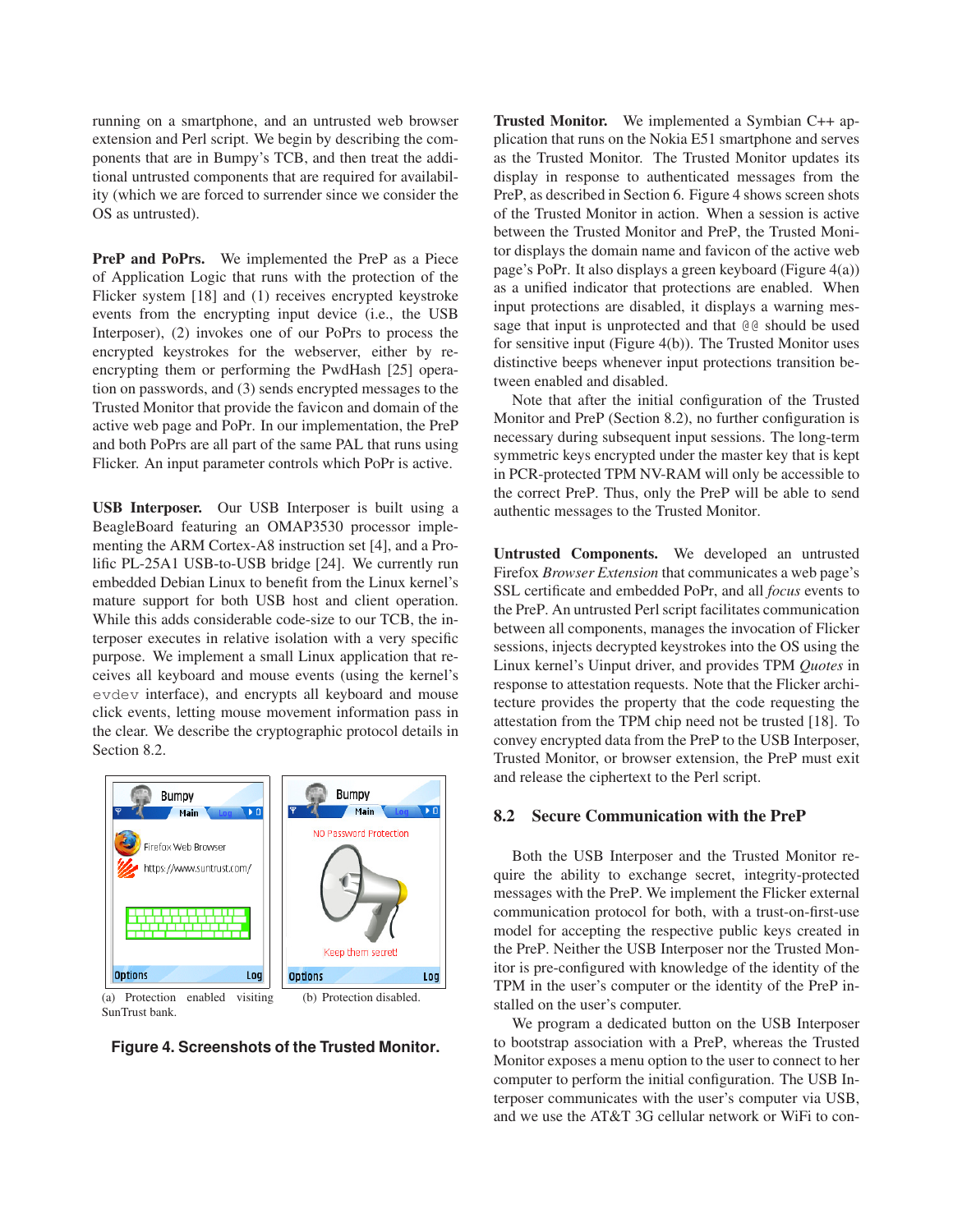running on a smartphone, and an untrusted web browser extension and Perl script. We begin by describing the components that are in Bumpy's TCB, and then treat the additional untrusted components that are required for availability (which we are forced to surrender since we consider the OS as untrusted).

**PreP and PoPrs.** We implemented the PreP as a Piece of Application Logic that runs with the protection of the Flicker system [18] and (1) receives encrypted keystroke events from the encrypting input device (i.e., the USB Interposer), (2) invokes one of our PoPrs to process the encrypted keystrokes for the webserver, either by re-encrypting them or performing the PwdHash [25] operation on passwords, and (3) sends encrypted messages to the Trusted Monitor that provide the favicon and domain of the active web page and PoPr. In our implementation, the PreP and both PoPrs are all part of the same PAL that runs using Flicker. An input parameter controls which PoPr is active.

**USB Interposer.** Our USB Interposer is built using a BeagleBoard featuring an OMAP3530 processor implementing the ARM Cortex-A8 instruction set [4], and a Prolific PL-25A1 USB-to-USB bridge [24]. We currently run embedded Debian Linux to benefit from the Linux kernel's mature support for both USB host and client operation. While this adds considerable code-size to our TCB, the interposer executes in relative isolation with a very specific purpose. We implement a small Linux application that receives all keyboard and mouse events (using the kernel's `evdev` interface), and encrypts all keyboard and mouse click events, letting mouse movement information pass in the clear. We describe the cryptographic protocol details in Section 8.2.

(a) Protection enabled visiting SunTrust bank.

(b) Protection disabled.

**Figure 4. Screenshots of the Trusted Monitor.**

**Trusted Monitor.** We implemented a Symbian C++ application that runs on the Nokia E51 smartphone and serves as the Trusted Monitor. The Trusted Monitor updates its display in response to authenticated messages from the PreP, as described in Section 6. Figure 4 shows screen shots of the Trusted Monitor in action. When a session is active between the Trusted Monitor and PreP, the Trusted Monitor displays the domain name and favicon of the active web page's PoPr. It also displays a green keyboard (Figure 4(a)) as a unified indicator that protections are enabled. When input protections are disabled, it displays a warning message that input is unprotected and that `@@` should be used for sensitive input (Figure 4(b)). The Trusted Monitor uses distinctive beeps whenever input protections transition between enabled and disabled.

Note that after the initial configuration of the Trusted Monitor and PreP (Section 8.2), no further configuration is necessary during subsequent input sessions. The long-term symmetric keys encrypted under the master key that is kept in PCR-protected TPM NV-RAM will only be accessible to the correct PreP. Thus, only the PreP will be able to send authentic messages to the Trusted Monitor.

**Untrusted Components.** We developed an untrusted Firefox *Browser Extension* that communicates a web page's SSL certificate and embedded PoPr, and all *focus* events to the PreP. An untrusted Perl script facilitates communication between all components, manages the invocation of Flicker sessions, injects decrypted keystrokes into the OS using the Linux kernel's Uinput driver, and provides TPM *Quotes* in response to attestation requests. Note that the Flicker architecture provides the property that the code requesting the attestation from the TPM chip need not be trusted [18]. To convey encrypted data from the PreP to the USB Interposer, Trusted Monitor, or browser extension, the PreP must exit and release the ciphertext to the Perl script.

## 8.2 Secure Communication with the PreP

Both the USB Interposer and the Trusted Monitor require the ability to exchange secret, integrity-protected messages with the PreP. We implement the Flicker external communication protocol for both, with a trust-on-first-use model for accepting the respective public keys created in the PreP. Neither the USB Interposer nor the Trusted Monitor is pre-configured with knowledge of the identity of the TPM in the user's computer or the identity of the PreP installed on the user's computer.

We program a dedicated button on the USB Interposer to bootstrap association with a PreP, whereas the Trusted Monitor exposes a menu option to the user to connect to her computer to perform the initial configuration. The USB Interposer communicates with the user's computer via USB, and we use the AT&T 3G cellular network or WiFi to con-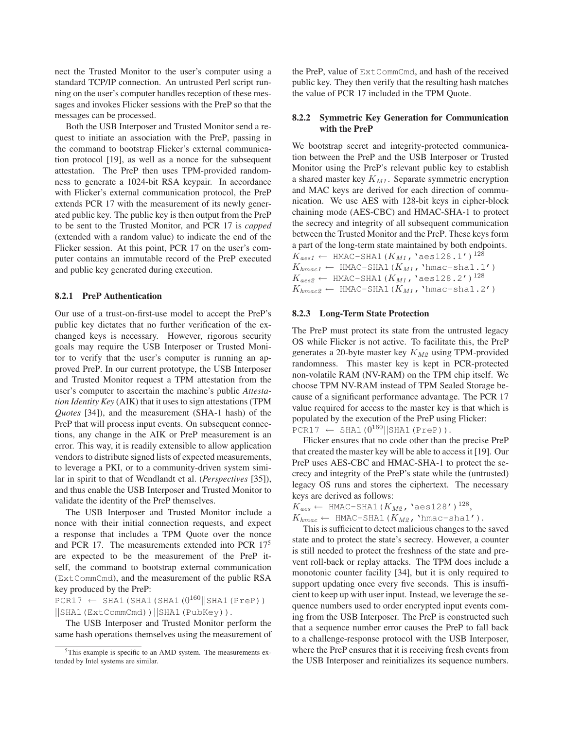nect the Trusted Monitor to the user's computer using a standard TCP/IP connection. An untrusted Perl script running on the user's computer handles reception of these messages and invokes Flicker sessions with the PreP so that the messages can be processed.

Both the USB Interposer and Trusted Monitor send a request to initiate an association with the PreP, passing in the command to bootstrap Flicker's external communication protocol [19], as well as a nonce for the subsequent attestation. The PreP then uses TPM-provided randomness to generate a 1024-bit RSA keypair. In accordance with Flicker's external communication protocol, the PreP extends PCR 17 with the measurement of its newly generated public key. The public key is then output from the PreP to be sent to the Trusted Monitor, and PCR 17 is *capped* (extended with a random value) to indicate the end of the Flicker session. At this point, PCR 17 on the user's computer contains an immutable record of the PreP executed and public key generated during execution.

#### 8.2.1 PreP Authentication

Our use of a trust-on-first-use model to accept the PreP's public key dictates that no further verification of the exchanged keys is necessary. However, rigorous security goals may require the USB Interposer or Trusted Monitor to verify that the user's computer is running an approved PreP. In our current prototype, the USB Interposer and Trusted Monitor request a TPM attestation from the user's computer to ascertain the machine's public *Attestation Identity Key* (AIK) that it uses to sign attestations (TPM *Quotes* [34]), and the measurement (SHA-1 hash) of the PreP that will process input events. On subsequent connections, any change in the AIK or PreP measurement is an error. This way, it is readily extensible to allow application vendors to distribute signed lists of expected measurements, to leverage a PKI, or to a community-driven system similar in spirit to that of Wendlandt et al. (*Perspectives* [35]), and thus enable the USB Interposer and Trusted Monitor to validate the identity of the PreP themselves.

The USB Interposer and Trusted Monitor include a nonce with their initial connection requests, and expect a response that includes a TPM Quote over the nonce and PCR 17. The measurements extended into PCR 17[5] are expected to be the measurement of the PreP itself, the command to bootstrap external communication (`ExtCommCmd`), and the measurement of the public RSA key produced by the PreP:

`PCR17` $\leftarrow$ `SHA1(SHA1(SHA1(`$0^{160}$`||SHA1(PreP))||SHA1(ExtCommCmd))||SHA1(PubKey))`.

The USB Interposer and Trusted Monitor perform the same hash operations themselves using the measurement of the PreP, value of `ExtCommCmd`, and hash of the received public key. They then verify that the resulting hash matches the value of PCR 17 included in the TPM Quote.

#### 8.2.2 Symmetric Key Generation for Communication with the PreP

We bootstrap secret and integrity-protected communication between the PreP and the USB Interposer or Trusted Monitor using the PreP's relevant public key to establish a shared master key $K_{M1}$. Separate symmetric encryption and MAC keys are derived for each direction of communication. We use AES with 128-bit keys in cipher-block chaining mode (AES-CBC) and HMAC-SHA-1 to protect the secrecy and integrity of all subsequent communication between the Trusted Monitor and the PreP. These keys form a part of the long-term state maintained by both endpoints.

$K_{aes1} \leftarrow$ `HMAC-SHA1(`$K_{M1}$`,'aes128.1')`$^{128}$
$K_{hmac1} \leftarrow$ `HMAC-SHA1(`$K_{M1}$`,'hmac-sha1.1')`
$K_{aes2} \leftarrow$ `HMAC-SHA1(`$K_{M1}$`,'aes128.2')`$^{128}$
$K_{hmac2} \leftarrow$ `HMAC-SHA1(`$K_{M1}$`,'hmac-sha1.2')`

#### 8.2.3 Long-Term State Protection

The PreP must protect its state from the untrusted legacy OS while Flicker is not active. To facilitate this, the PreP generates a 20-byte master key $K_{M2}$ using TPM-provided randomness. This master key is kept in PCR-protected non-volatile RAM (NV-RAM) on the TPM chip itself. We choose TPM NV-RAM instead of TPM Sealed Storage because of a significant performance advantage. The PCR 17 value required for access to the master key is that which is populated by the execution of the PreP using Flicker:

`PCR17` $\leftarrow$ `SHA1(`$0^{160}$`||SHA1(PreP))`.

Flicker ensures that no code other than the precise PreP that created the master key will be able to access it [19]. Our PreP uses AES-CBC and HMAC-SHA-1 to protect the secrecy and integrity of the PreP's state while the (untrusted) legacy OS runs and stores the ciphertext. The necessary keys are derived as follows:

$K_{aes} \leftarrow$ `HMAC-SHA1(`$K_{M2}$`,'aes128')`$^{128}$,
$K_{hmac} \leftarrow$ `HMAC-SHA1(`$K_{M2}$`,'hmac-sha1')`.

This is sufficient to detect malicious changes to the saved state and to protect the state's secrecy. However, a counter is still needed to protect the freshness of the state and prevent roll-back or replay attacks. The TPM does include a monotonic counter facility [34], but it is only required to support updating once every five seconds. This is insufficient to keep up with user input. Instead, we leverage the sequence numbers used to order encrypted input events coming from the USB Interposer. The PreP is constructed such that a sequence number error causes the PreP to fall back to a challenge-response protocol with the USB Interposer, where the PreP ensures that it is receiving fresh events from the USB Interposer and reinitializes its sequence numbers.

[5] This example is specific to an AMD system. The measurements extended by Intel systems are similar.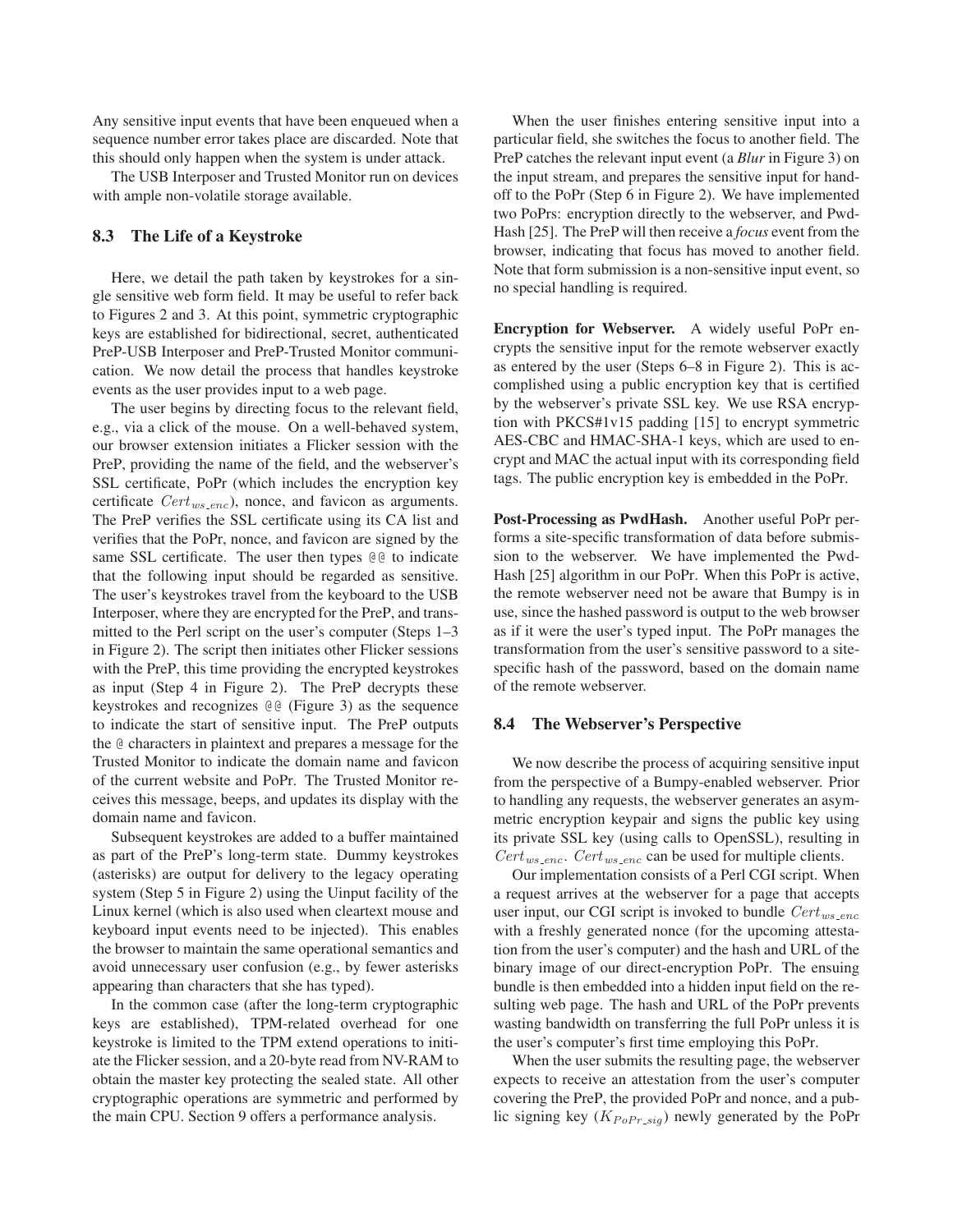Any sensitive input events that have been enqueued when a sequence number error takes place are discarded. Note that this should only happen when the system is under attack.

The USB Interposer and Trusted Monitor run on devices with ample non-volatile storage available.

### 8.3 The Life of a Keystroke

Here, we detail the path taken by keystrokes for a single sensitive web form field. It may be useful to refer back to Figures 2 and 3. At this point, symmetric cryptographic keys are established for bidirectional, secret, authenticated PreP-USB Interposer and PreP-Trusted Monitor communication. We now detail the process that handles keystroke events as the user provides input to a web page.

The user begins by directing focus to the relevant field, e.g., via a click of the mouse. On a well-behaved system, our browser extension initiates a Flicker session with the PreP, providing the name of the field, and the webserver's SSL certificate, PoPr (which includes the encryption key certificate $Cert_{ws\_enc}$), nonce, and favicon as arguments. The PreP verifies the SSL certificate using its CA list and verifies that the PoPr, nonce, and favicon are signed by the same SSL certificate. The user then types `@@` to indicate that the following input should be regarded as sensitive. The user's keystrokes travel from the keyboard to the USB Interposer, where they are encrypted for the PreP, and transmitted to the Perl script on the user's computer (Steps 1–3 in Figure 2). The script then initiates other Flicker sessions with the PreP, this time providing the encrypted keystrokes as input (Step 4 in Figure 2). The PreP decrypts these keystrokes and recognizes `@@` (Figure 3) as the sequence to indicate the start of sensitive input. The PreP outputs the `@` characters in plaintext and prepares a message for the Trusted Monitor to indicate the domain name and favicon of the current website and PoPr. The Trusted Monitor receives this message, beeps, and updates its display with the domain name and favicon.

Subsequent keystrokes are added to a buffer maintained as part of the PreP's long-term state. Dummy keystrokes (asterisks) are output for delivery to the legacy operating system (Step 5 in Figure 2) using the Uinput facility of the Linux kernel (which is also used when cleartext mouse and keyboard input events need to be injected). This enables the browser to maintain the same operational semantics and avoid unnecessary user confusion (e.g., by fewer asterisks appearing than characters that she has typed).

In the common case (after the long-term cryptographic keys are established), TPM-related overhead for one keystroke is limited to the TPM extend operations to initiate the Flicker session, and a 20-byte read from NV-RAM to obtain the master key protecting the sealed state. All other cryptographic operations are symmetric and performed by the main CPU. Section 9 offers a performance analysis.

When the user finishes entering sensitive input into a particular field, she switches the focus to another field. The PreP catches the relevant input event (a *Blur* in Figure 3) on the input stream, and prepares the sensitive input for hand-off to the PoPr (Step 6 in Figure 2). We have implemented two PoPrs: encryption directly to the webserver, and Pwd-Hash [25]. The PreP will then receive a *focus* event from the browser, indicating that focus has moved to another field. Note that form submission is a non-sensitive input event, so no special handling is required.

**Encryption for Webserver.** A widely useful PoPr encrypts the sensitive input for the remote webserver exactly as entered by the user (Steps 6–8 in Figure 2). This is accomplished using a public encryption key that is certified by the webserver's private SSL key. We use RSA encryption with PKCS#1v15 padding [15] to encrypt symmetric AES-CBC and HMAC-SHA-1 keys, which are used to encrypt and MAC the actual input with its corresponding field tags. The public encryption key is embedded in the PoPr.

**Post-Processing as PwdHash.** Another useful PoPr performs a site-specific transformation of data before submission to the webserver. We have implemented the Pwd-Hash [25] algorithm in our PoPr. When this PoPr is active, the remote webserver need not be aware that Bumpy is in use, since the hashed password is output to the web browser as if it were the user's typed input. The PoPr manages the transformation from the user's sensitive password to a site-specific hash of the password, based on the domain name of the remote webserver.

### 8.4 The Webserver's Perspective

We now describe the process of acquiring sensitive input from the perspective of a Bumpy-enabled webserver. Prior to handling any requests, the webserver generates an asymmetric encryption keypair and signs the public key using its private SSL key (using calls to OpenSSL), resulting in $Cert_{ws\_enc}$. $Cert_{ws\_enc}$ can be used for multiple clients.

Our implementation consists of a Perl CGI script. When a request arrives at the webserver for a page that accepts user input, our CGI script is invoked to bundle $Cert_{ws\_enc}$ with a freshly generated nonce (for the upcoming attestation from the user's computer) and the hash and URL of the binary image of our direct-encryption PoPr. The ensuing bundle is then embedded into a hidden input field on the resulting web page. The hash and URL of the PoPr prevents wasting bandwidth on transferring the full PoPr unless it is the user's computer's first time employing this PoPr.

When the user submits the resulting page, the webserver expects to receive an attestation from the user's computer covering the PreP, the provided PoPr and nonce, and a public signing key ($K_{PoPr\_sig}$) newly generated by the PoPr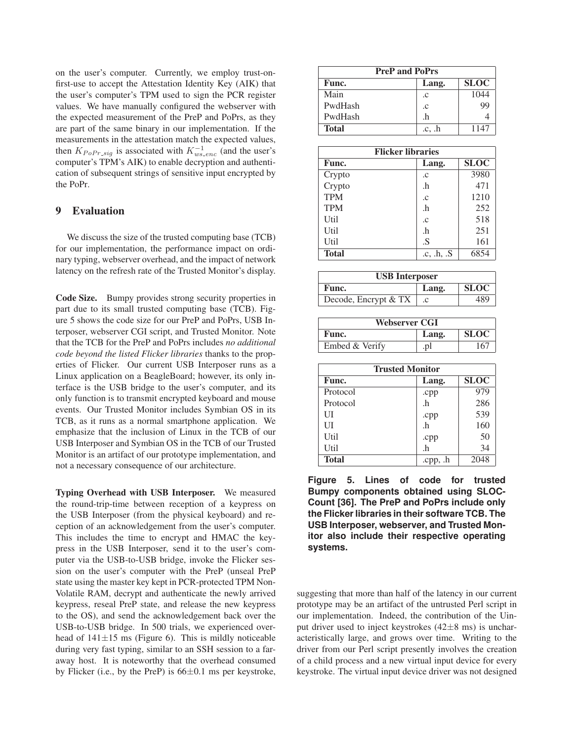on the user's computer. Currently, we employ trust-on-first-use to accept the Attestation Identity Key (AIK) that the user's computer's TPM used to sign the PCR register values. We have manually configured the webserver with the expected measurement of the PreP and PoPrs, as they are part of the same binary in our implementation. If the measurements in the attestation match the expected values, then $K_{PoPr\_sig}$ is associated with $K_{ws\_enc}^{-1}$ (and the user's computer's TPM's AIK) to enable decryption and authentication of subsequent strings of sensitive input encrypted by the PoPr.

## 9 Evaluation

We discuss the size of the trusted computing base (TCB) for our implementation, the performance impact on ordinary typing, webserver overhead, and the impact of network latency on the refresh rate of the Trusted Monitor's display.

**Code Size.** Bumpy provides strong security properties in part due to its small trusted computing base (TCB). Figure 5 shows the code size for our PreP and PoPrs, USB Interposer, webserver CGI script, and Trusted Monitor. Note that the TCB for the PreP and PoPrs includes *no additional code beyond the listed Flicker libraries* thanks to the properties of Flicker. Our current USB Interposer runs as a Linux application on a BeagleBoard; however, its only interface is the USB bridge to the user's computer, and its only function is to transmit encrypted keyboard and mouse events. Our Trusted Monitor includes Symbian OS in its TCB, as it runs as a normal smartphone application. We emphasize that the inclusion of Linux in the TCB of our USB Interposer and Symbian OS in the TCB of our Trusted Monitor is an artifact of our prototype implementation, and not a necessary consequence of our architecture.

| PreP and PoPrs | | |
|---|---|---|
| **Func.** | **Lang.** | **SLOC** |
| Main | .c | 1044 |
| PwdHash | .c | 99 |
| PwdHash | .h | 4 |
| **Total** | .c, .h | 1147 |

| Flicker libraries | | |
|---|---|---|
| **Func.** | **Lang.** | **SLOC** |
| Crypto | .c | 3980 |
| Crypto | .h | 471 |
| TPM | .c | 1210 |
| TPM | .h | 252 |
| Util | .c | 518 |
| Util | .h | 251 |
| Util | .S | 161 |
| **Total** | .c, .h, .S | 6854 |

| USB Interposer | | |
|---|---|---|
| **Func.** | **Lang.** | **SLOC** |
| Decode, Encrypt & TX | .c | 489 |

| Webserver CGI | | |
|---|---|---|
| **Func.** | **Lang.** | **SLOC** |
| Embed & Verify | .pl | 167 |

| Trusted Monitor | | |
|---|---|---|
| **Func.** | **Lang.** | **SLOC** |
| Protocol | .cpp | 979 |
| Protocol | .h | 286 |
| UI | .cpp | 539 |
| UI | .h | 160 |
| Util | .cpp | 50 |
| Util | .h | 34 |
| **Total** | .cpp, .h | 2048 |

**Figure 5. Lines of code for trusted Bumpy components obtained using SLOC-Count [36]. The PreP and PoPrs include only the Flicker libraries in their software TCB. The USB Interposer, webserver, and Trusted Monitor also include their respective operating systems.**

**Typing Overhead with USB Interposer.** We measured the round-trip-time between reception of a keypress on the USB Interposer (from the physical keyboard) and reception of an acknowledgement from the user's computer. This includes the time to encrypt and HMAC the keypress in the USB Interposer, send it to the user's computer via the USB-to-USB bridge, invoke the Flicker session on the user's computer with the PreP (unseal PreP state using the master key kept in PCR-protected TPM Non-Volatile RAM, decrypt and authenticate the newly arrived keypress, reseal PreP state, and release the new keypress to the OS), and send the acknowledgement back over the USB-to-USB bridge. In 500 trials, we experienced overhead of $141 \pm 15$ ms (Figure 6). This is mildly noticeable during very fast typing, similar to an SSH session to a faraway host. It is noteworthy that the overhead consumed by Flicker (i.e., by the PreP) is $66 \pm 0.1$ ms per keystroke, suggesting that more than half of the latency in our current prototype may be an artifact of the untrusted Perl script in our implementation. Indeed, the contribution of the Uinput driver used to inject keystrokes ($42 \pm 8$ ms) is uncharacteristically large, and grows over time. Writing to the driver from our Perl script presently involves the creation of a child process and a new virtual input device for every keystroke. The virtual input device driver was not designed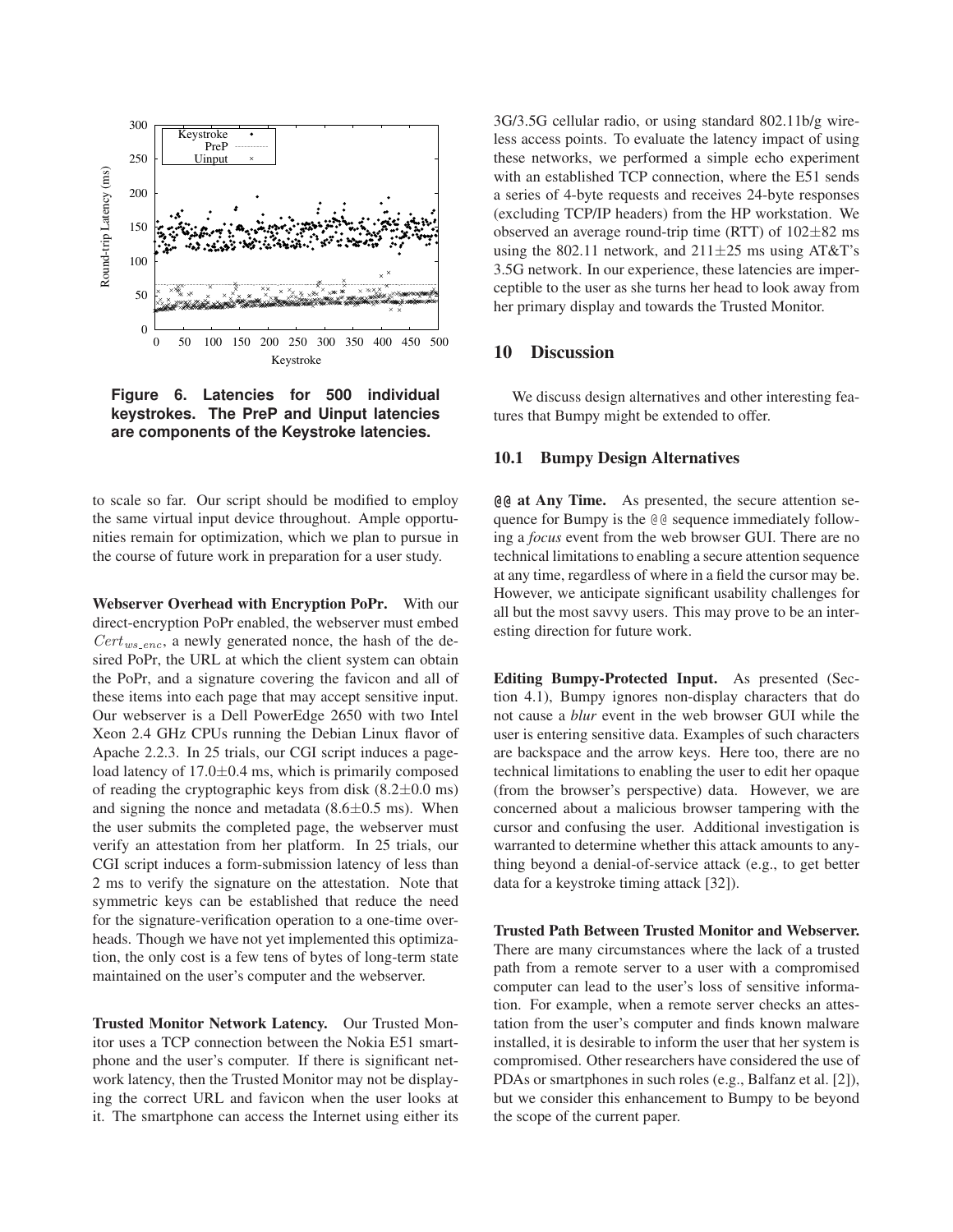Figure 6. Latencies for 500 individual keystrokes. The PreP and Uinput latencies are components of the Keystroke latencies.

to scale so far. Our script should be modified to employ the same virtual input device throughout. Ample opportunities remain for optimization, which we plan to pursue in the course of future work in preparation for a user study.

**Webserver Overhead with Encryption PoPr.** With our direct-encryption PoPr enabled, the webserver must embed $Cert_{ws\_enc}$, a newly generated nonce, the hash of the desired PoPr, the URL at which the client system can obtain the PoPr, and a signature covering the favicon and all of these items into each page that may accept sensitive input. Our webserver is a Dell PowerEdge 2650 with two Intel Xeon 2.4 GHz CPUs running the Debian Linux flavor of Apache 2.2.3. In 25 trials, our CGI script induces a page-load latency of 17.0±0.4 ms, which is primarily composed of reading the cryptographic keys from disk (8.2±0.0 ms) and signing the nonce and metadata (8.6±0.5 ms). When the user submits the completed page, the webserver must verify an attestation from her platform. In 25 trials, our CGI script induces a form-submission latency of less than 2 ms to verify the signature on the attestation. Note that symmetric keys can be established that reduce the need for the signature-verification operation to a one-time overheads. Though we have not yet implemented this optimization, the only cost is a few tens of bytes of long-term state maintained on the user's computer and the webserver.

**Trusted Monitor Network Latency.** Our Trusted Monitor uses a TCP connection between the Nokia E51 smartphone and the user's computer. If there is significant network latency, then the Trusted Monitor may not be displaying the correct URL and favicon when the user looks at it. The smartphone can access the Internet using either its 3G/3.5G cellular radio, or using standard 802.11b/g wireless access points. To evaluate the latency impact of using these networks, we performed a simple echo experiment with an established TCP connection, where the E51 sends a series of 4-byte requests and receives 24-byte responses (excluding TCP/IP headers) from the HP workstation. We observed an average round-trip time (RTT) of 102±82 ms using the 802.11 network, and 211±25 ms using AT&T's 3.5G network. In our experience, these latencies are imperceptible to the user as she turns her head to look away from her primary display and towards the Trusted Monitor.

## 10 Discussion

We discuss design alternatives and other interesting features that Bumpy might be extended to offer.

### 10.1 Bumpy Design Alternatives

**`@@` at Any Time.** As presented, the secure attention sequence for Bumpy is the `@@` sequence immediately following a *focus* event from the web browser GUI. There are no technical limitations to enabling a secure attention sequence at any time, regardless of where in a field the cursor may be. However, we anticipate significant usability challenges for all but the most savvy users. This may prove to be an interesting direction for future work.

**Editing Bumpy-Protected Input.** As presented (Section 4.1), Bumpy ignores non-display characters that do not cause a *blur* event in the web browser GUI while the user is entering sensitive data. Examples of such characters are backspace and the arrow keys. Here too, there are no technical limitations to enabling the user to edit her opaque (from the browser's perspective) data. However, we are concerned about a malicious browser tampering with the cursor and confusing the user. Additional investigation is warranted to determine whether this attack amounts to anything beyond a denial-of-service attack (e.g., to get better data for a keystroke timing attack [32]).

**Trusted Path Between Trusted Monitor and Webserver.** There are many circumstances where the lack of a trusted path from a remote server to a user with a compromised computer can lead to the user's loss of sensitive information. For example, when a remote server checks an attestation from the user's computer and finds known malware installed, it is desirable to inform the user that her system is compromised. Other researchers have considered the use of PDAs or smartphones in such roles (e.g., Balfanz et al. [2]), but we consider this enhancement to Bumpy to be beyond the scope of the current paper.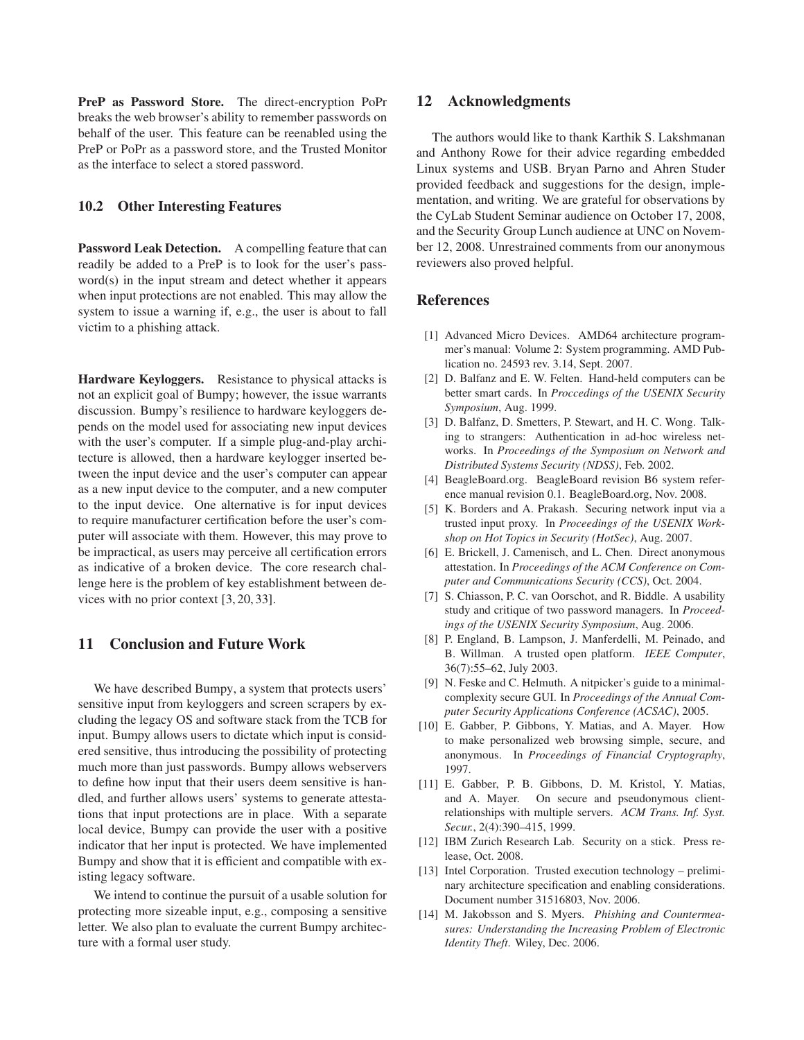**PreP as Password Store.** The direct-encryption PoPr breaks the web browser's ability to remember passwords on behalf of the user. This feature can be reenabled using the PreP or PoPr as a password store, and the Trusted Monitor as the interface to select a stored password.

### 10.2 Other Interesting Features

**Password Leak Detection.** A compelling feature that can readily be added to a PreP is to look for the user's password(s) in the input stream and detect whether it appears when input protections are not enabled. This may allow the system to issue a warning if, e.g., the user is about to fall victim to a phishing attack.

**Hardware Keyloggers.** Resistance to physical attacks is not an explicit goal of Bumpy; however, the issue warrants discussion. Bumpy's resilience to hardware keyloggers depends on the model used for associating new input devices with the user's computer. If a simple plug-and-play architecture is allowed, then a hardware keylogger inserted between the input device and the user's computer can appear as a new input device to the computer, and a new computer to the input device. One alternative is for input devices to require manufacturer certification before the user's computer will associate with them. However, this may prove to be impractical, as users may perceive all certification errors as indicative of a broken device. The core research challenge here is the problem of key establishment between devices with no prior context [3, 20, 33].

## 11 Conclusion and Future Work

We have described Bumpy, a system that protects users' sensitive input from keyloggers and screen scrapers by excluding the legacy OS and software stack from the TCB for input. Bumpy allows users to dictate which input is considered sensitive, thus introducing the possibility of protecting much more than just passwords. Bumpy allows webservers to define how input that their users deem sensitive is handled, and further allows users' systems to generate attestations that input protections are in place. With a separate local device, Bumpy can provide the user with a positive indicator that her input is protected. We have implemented Bumpy and show that it is efficient and compatible with existing legacy software.

We intend to continue the pursuit of a usable solution for protecting more sizeable input, e.g., composing a sensitive letter. We also plan to evaluate the current Bumpy architecture with a formal user study.

## 12 Acknowledgments

The authors would like to thank Karthik S. Lakshmanan and Anthony Rowe for their advice regarding embedded Linux systems and USB. Bryan Parno and Ahren Studer provided feedback and suggestions for the design, implementation, and writing. We are grateful for observations by the CyLab Student Seminar audience on October 17, 2008, and the Security Group Lunch audience at UNC on November 12, 2008. Unrestrained comments from our anonymous reviewers also proved helpful.

## References

[1] Advanced Micro Devices. AMD64 architecture programmer's manual: Volume 2: System programming. AMD Publication no. 24593 rev. 3.14, Sept. 2007.

[2] D. Balfanz and E. W. Felten. Hand-held computers can be better smart cards. In *Proccedings of the USENIX Security Symposium*, Aug. 1999.

[3] D. Balfanz, D. Smetters, P. Stewart, and H. C. Wong. Talking to strangers: Authentication in ad-hoc wireless networks. In *Proceedings of the Symposium on Network and Distributed Systems Security (NDSS)*, Feb. 2002.

[4] BeagleBoard.org. BeagleBoard revision B6 system reference manual revision 0.1. BeagleBoard.org, Nov. 2008.

[5] K. Borders and A. Prakash. Securing network input via a trusted input proxy. In *Proceedings of the USENIX Workshop on Hot Topics in Security (HotSec)*, Aug. 2007.

[6] E. Brickell, J. Camenisch, and L. Chen. Direct anonymous attestation. In *Proceedings of the ACM Conference on Computer and Communications Security (CCS)*, Oct. 2004.

[7] S. Chiasson, P. C. van Oorschot, and R. Biddle. A usability study and critique of two password managers. In *Proceedings of the USENIX Security Symposium*, Aug. 2006.

[8] P. England, B. Lampson, J. Manferdelli, M. Peinado, and B. Willman. A trusted open platform. *IEEE Computer*, 36(7):55–62, July 2003.

[9] N. Feske and C. Helmuth. A nitpicker's guide to a minimal-complexity secure GUI. In *Proceedings of the Annual Computer Security Applications Conference (ACSAC)*, 2005.

[10] E. Gabber, P. Gibbons, Y. Matias, and A. Mayer. How to make personalized web browsing simple, secure, and anonymous. In *Proceedings of Financial Cryptography*, 1997.

[11] E. Gabber, P. B. Gibbons, D. M. Kristol, Y. Matias, and A. Mayer. On secure and pseudonymous client-relationships with multiple servers. *ACM Trans. Inf. Syst. Secur.*, 2(4):390–415, 1999.

[12] IBM Zurich Research Lab. Security on a stick. Press release, Oct. 2008.

[13] Intel Corporation. Trusted execution technology – preliminary architecture specification and enabling considerations. Document number 31516803, Nov. 2006.

[14] M. Jakobsson and S. Myers. *Phishing and Countermeasures: Understanding the Increasing Problem of Electronic Identity Theft.* Wiley, Dec. 2006.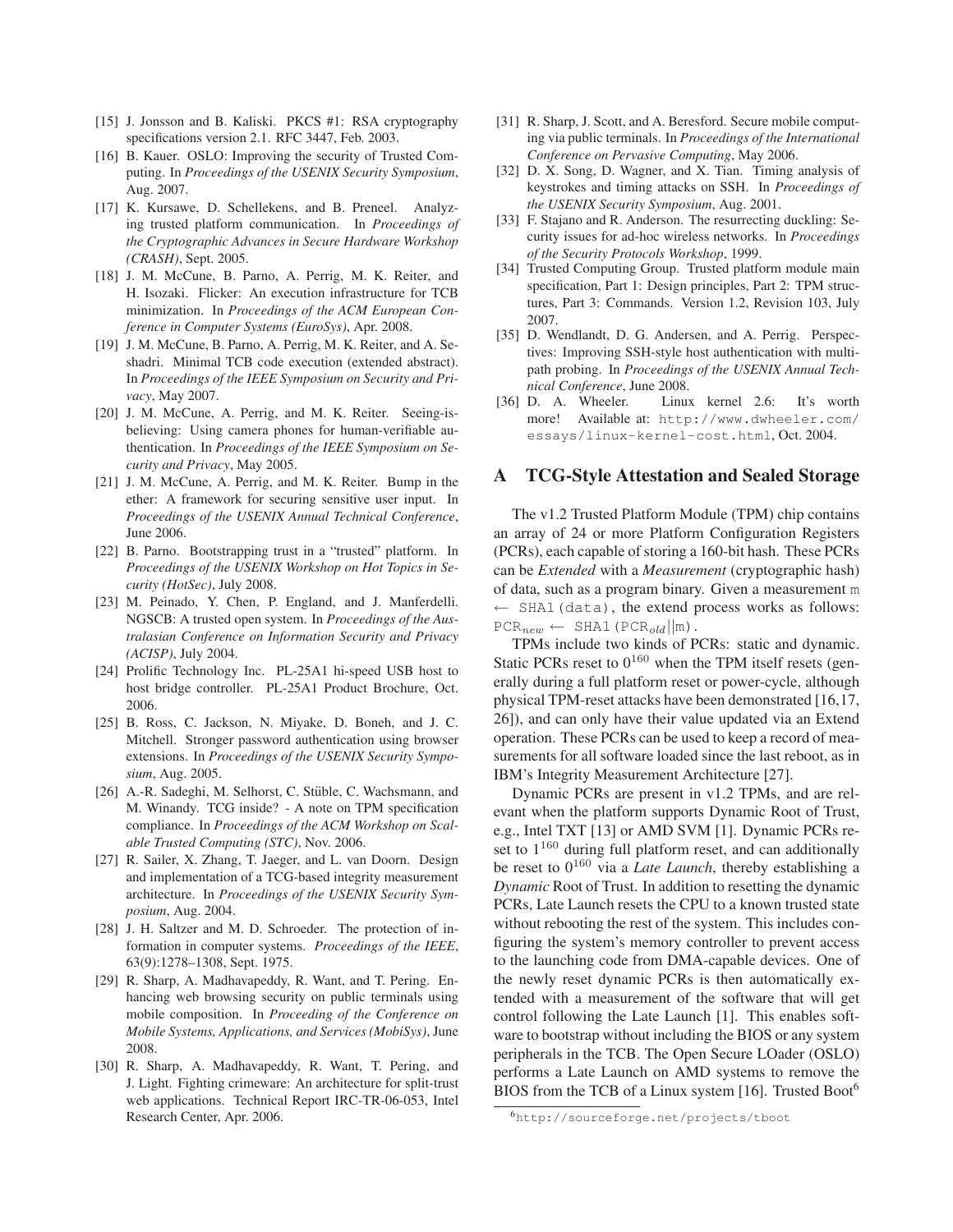[15] J. Jonsson and B. Kaliski. PKCS #1: RSA cryptography specifications version 2.1. RFC 3447, Feb. 2003.

[16] B. Kauer. OSLO: Improving the security of Trusted Computing. In *Proceedings of the USENIX Security Symposium*, Aug. 2007.

[17] K. Kursawe, D. Schellekens, and B. Preneel. Analyzing trusted platform communication. In *Proceedings of the Cryptographic Advances in Secure Hardware Workshop (CRASH)*, Sept. 2005.

[18] J. M. McCune, B. Parno, A. Perrig, M. K. Reiter, and H. Isozaki. Flicker: An execution infrastructure for TCB minimization. In *Proceedings of the ACM European Conference in Computer Systems (EuroSys)*, Apr. 2008.

[19] J. M. McCune, B. Parno, A. Perrig, M. K. Reiter, and A. Seshadri. Minimal TCB code execution (extended abstract). In *Proceedings of the IEEE Symposium on Security and Privacy*, May 2007.

[20] J. M. McCune, A. Perrig, and M. K. Reiter. Seeing-is-believing: Using camera phones for human-verifiable authentication. In *Proceedings of the IEEE Symposium on Security and Privacy*, May 2005.

[21] J. M. McCune, A. Perrig, and M. K. Reiter. Bump in the ether: A framework for securing sensitive user input. In *Proceedings of the USENIX Annual Technical Conference*, June 2006.

[22] B. Parno. Bootstrapping trust in a "trusted" platform. In *Proceedings of the USENIX Workshop on Hot Topics in Security (HotSec)*, July 2008.

[23] M. Peinado, Y. Chen, P. England, and J. Manferdelli. NGSCB: A trusted open system. In *Proceedings of the Australasian Conference on Information Security and Privacy (ACISP)*, July 2004.

[24] Prolific Technology Inc. PL-25A1 hi-speed USB host to host bridge controller. PL-25A1 Product Brochure, Oct. 2006.

[25] B. Ross, C. Jackson, N. Miyake, D. Boneh, and J. C. Mitchell. Stronger password authentication using browser extensions. In *Proceedings of the USENIX Security Symposium*, Aug. 2005.

[26] A.-R. Sadeghi, M. Selhorst, C. Stüble, C. Wachsmann, and M. Winandy. TCG inside? - A note on TPM specification compliance. In *Proceedings of the ACM Workshop on Scalable Trusted Computing (STC)*, Nov. 2006.

[27] R. Sailer, X. Zhang, T. Jaeger, and L. van Doorn. Design and implementation of a TCG-based integrity measurement architecture. In *Proceedings of the USENIX Security Symposium*, Aug. 2004.

[28] J. H. Saltzer and M. D. Schroeder. The protection of information in computer systems. *Proceedings of the IEEE*, 63(9):1278–1308, Sept. 1975.

[29] R. Sharp, A. Madhavapeddy, R. Want, and T. Pering. Enhancing web browsing security on public terminals using mobile composition. In *Proceeding of the Conference on Mobile Systems, Applications, and Services (MobiSys)*, June 2008.

[30] R. Sharp, A. Madhavapeddy, R. Want, T. Pering, and J. Light. Fighting crimeware: An architecture for split-trust web applications. Technical Report IRC-TR-06-053, Intel Research Center, Apr. 2006.

[31] R. Sharp, J. Scott, and A. Beresford. Secure mobile computing via public terminals. In *Proceedings of the International Conference on Pervasive Computing*, May 2006.

[32] D. X. Song, D. Wagner, and X. Tian. Timing analysis of keystrokes and timing attacks on SSH. In *Proceedings of the USENIX Security Symposium*, Aug. 2001.

[33] F. Stajano and R. Anderson. The resurrecting duckling: Security issues for ad-hoc wireless networks. In *Proceedings of the Security Protocols Workshop*, 1999.

[34] Trusted Computing Group. Trusted platform module main specification, Part 1: Design principles, Part 2: TPM structures, Part 3: Commands. Version 1.2, Revision 103, July 2007.

[35] D. Wendlandt, D. G. Andersen, and A. Perrig. Perspectives: Improving SSH-style host authentication with multipath probing. In *Proceedings of the USENIX Annual Technical Conference*, June 2008.

[36] D. A. Wheeler. Linux kernel 2.6: It's worth more! Available at: `http://www.dwheeler.com/essays/linux-kernel-cost.html`, Oct. 2004.

## A TCG-Style Attestation and Sealed Storage

The v1.2 Trusted Platform Module (TPM) chip contains an array of 24 or more Platform Configuration Registers (PCRs), each capable of storing a 160-bit hash. These PCRs can be *Extended* with a *Measurement* (cryptographic hash) of data, such as a program binary. Given a measurement `m` $\leftarrow$ `SHA1(data)`, the extend process works as follows: $\texttt{PCR}_{new} \leftarrow \texttt{SHA1}(\texttt{PCR}_{old}||\texttt{m})$.

TPMs include two kinds of PCRs: static and dynamic. Static PCRs reset to $0^{160}$ when the TPM itself resets (generally during a full platform reset or power-cycle, although physical TPM-reset attacks have been demonstrated [16,17, 26]), and can only have their value updated via an Extend operation. These PCRs can be used to keep a record of measurements for all software loaded since the last reboot, as in IBM's Integrity Measurement Architecture [27].

Dynamic PCRs are present in v1.2 TPMs, and are relevant when the platform supports Dynamic Root of Trust, e.g., Intel TXT [13] or AMD SVM [1]. Dynamic PCRs reset to $1^{160}$ during full platform reset, and can additionally be reset to $0^{160}$ via a *Late Launch*, thereby establishing a *Dynamic* Root of Trust. In addition to resetting the dynamic PCRs, Late Launch resets the CPU to a known trusted state without rebooting the rest of the system. This includes configuring the system's memory controller to prevent access to the launching code from DMA-capable devices. One of the newly reset dynamic PCRs is then automatically extended with a measurement of the software that will get control following the Late Launch [1]. This enables software to bootstrap without including the BIOS or any system peripherals in the TCB. The Open Secure LOader (OSLO) performs a Late Launch on AMD systems to remove the BIOS from the TCB of a Linux system [16]. Trusted Boot[6]

[6] `http://sourceforge.net/projects/tboot`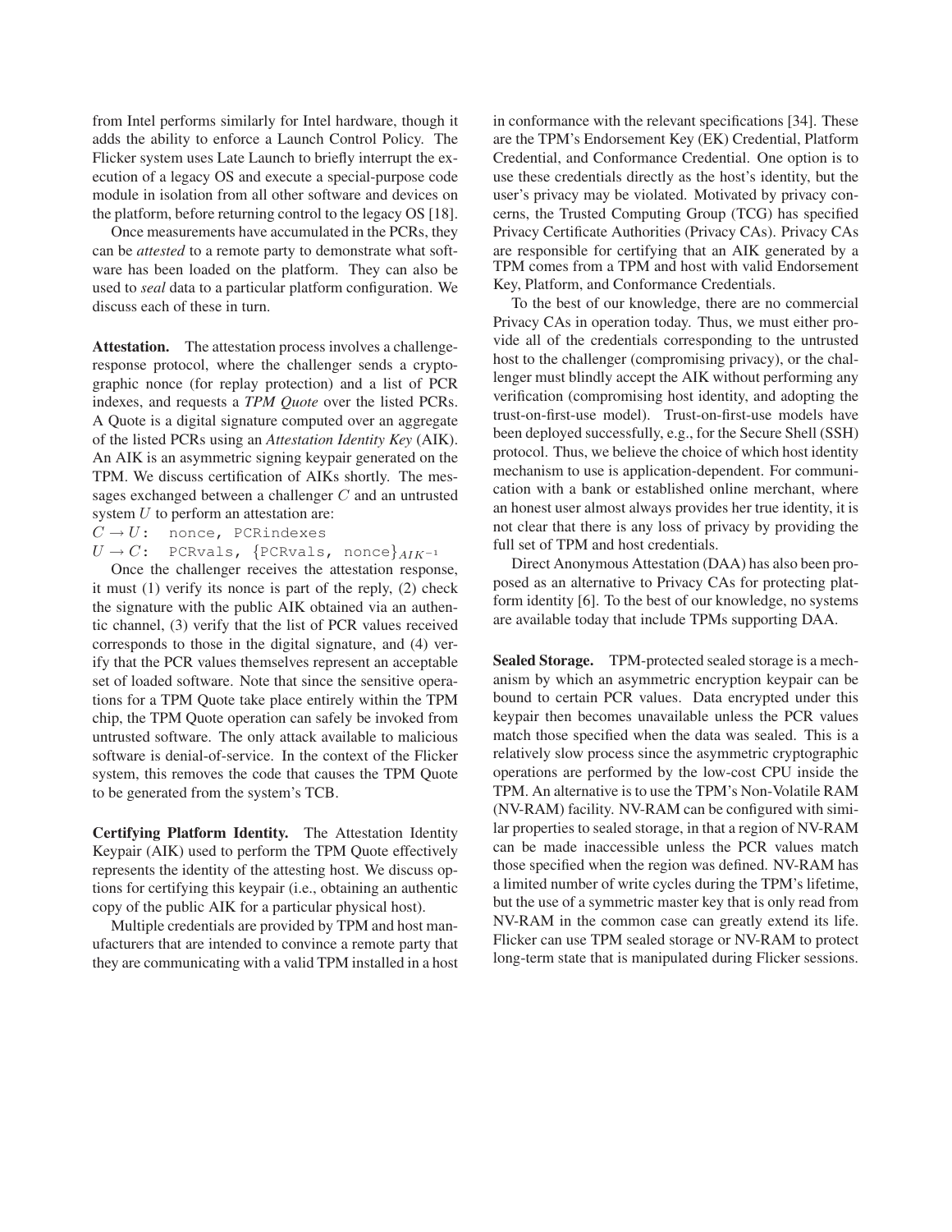from Intel performs similarly for Intel hardware, though it adds the ability to enforce a Launch Control Policy. The Flicker system uses Late Launch to briefly interrupt the execution of a legacy OS and execute a special-purpose code module in isolation from all other software and devices on the platform, before returning control to the legacy OS [18].

Once measurements have accumulated in the PCRs, they can be *attested* to a remote party to demonstrate what software has been loaded on the platform. They can also be used to *seal* data to a particular platform configuration. We discuss each of these in turn.

**Attestation.** The attestation process involves a challenge-response protocol, where the challenger sends a cryptographic nonce (for replay protection) and a list of PCR indexes, and requests a *TPM Quote* over the listed PCRs. A Quote is a digital signature computed over an aggregate of the listed PCRs using an *Attestation Identity Key* (AIK). An AIK is an asymmetric signing keypair generated on the TPM. We discuss certification of AIKs shortly. The messages exchanged between a challenger $C$ and an untrusted system $U$ to perform an attestation are:

$C \rightarrow U$: `nonce, PCRindexes`

$U \rightarrow C$: `PCRvals,` $\{$`PCRvals, nonce`$\}_{AIK^{-1}}$

Once the challenger receives the attestation response, it must (1) verify its nonce is part of the reply, (2) check the signature with the public AIK obtained via an authentic channel, (3) verify that the list of PCR values received corresponds to those in the digital signature, and (4) verify that the PCR values themselves represent an acceptable set of loaded software. Note that since the sensitive operations for a TPM Quote take place entirely within the TPM chip, the TPM Quote operation can safely be invoked from untrusted software. The only attack available to malicious software is denial-of-service. In the context of the Flicker system, this removes the code that causes the TPM Quote to be generated from the system's TCB.

**Certifying Platform Identity.** The Attestation Identity Keypair (AIK) used to perform the TPM Quote effectively represents the identity of the attesting host. We discuss options for certifying this keypair (i.e., obtaining an authentic copy of the public AIK for a particular physical host).

Multiple credentials are provided by TPM and host manufacturers that are intended to convince a remote party that they are communicating with a valid TPM installed in a host in conformance with the relevant specifications [34]. These are the TPM's Endorsement Key (EK) Credential, Platform Credential, and Conformance Credential. One option is to use these credentials directly as the host's identity, but the user's privacy may be violated. Motivated by privacy concerns, the Trusted Computing Group (TCG) has specified Privacy Certificate Authorities (Privacy CAs). Privacy CAs are responsible for certifying that an AIK generated by a TPM comes from a TPM and host with valid Endorsement Key, Platform, and Conformance Credentials.

To the best of our knowledge, there are no commercial Privacy CAs in operation today. Thus, we must either provide all of the credentials corresponding to the untrusted host to the challenger (compromising privacy), or the challenger must blindly accept the AIK without performing any verification (compromising host identity, and adopting the trust-on-first-use model). Trust-on-first-use models have been deployed successfully, e.g., for the Secure Shell (SSH) protocol. Thus, we believe the choice of which host identity mechanism to use is application-dependent. For communication with a bank or established online merchant, where an honest user almost always provides her true identity, it is not clear that there is any loss of privacy by providing the full set of TPM and host credentials.

Direct Anonymous Attestation (DAA) has also been proposed as an alternative to Privacy CAs for protecting platform identity [6]. To the best of our knowledge, no systems are available today that include TPMs supporting DAA.

**Sealed Storage.** TPM-protected sealed storage is a mechanism by which an asymmetric encryption keypair can be bound to certain PCR values. Data encrypted under this keypair then becomes unavailable unless the PCR values match those specified when the data was sealed. This is a relatively slow process since the asymmetric cryptographic operations are performed by the low-cost CPU inside the TPM. An alternative is to use the TPM's Non-Volatile RAM (NV-RAM) facility. NV-RAM can be configured with similar properties to sealed storage, in that a region of NV-RAM can be made inaccessible unless the PCR values match those specified when the region was defined. NV-RAM has a limited number of write cycles during the TPM's lifetime, but the use of a symmetric master key that is only read from NV-RAM in the common case can greatly extend its life. Flicker can use TPM sealed storage or NV-RAM to protect long-term state that is manipulated during Flicker sessions.